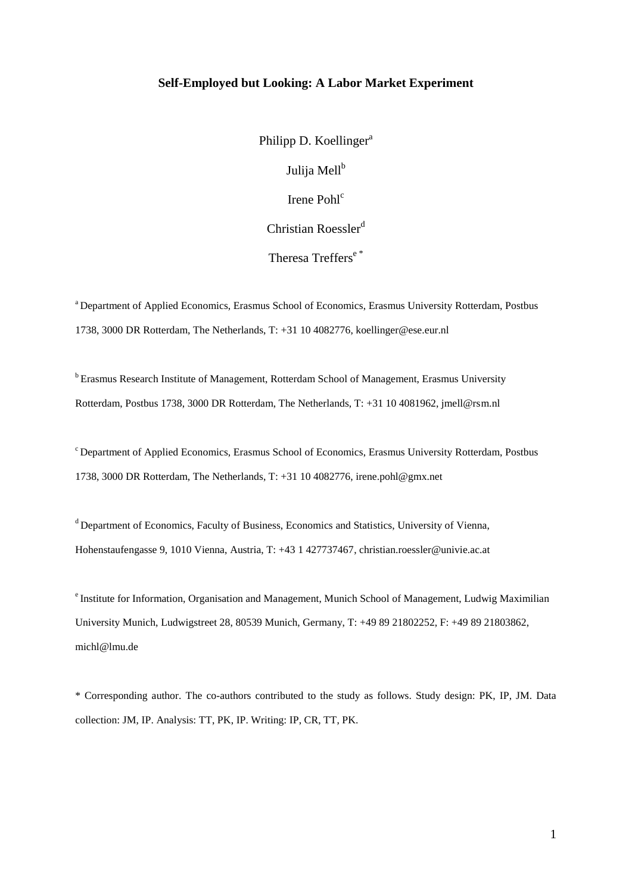# Self-Employed but Looking: A Labor Market Experiment

Philipp D. Koellinger[a]

Julija Mell[b]

Irene Pohl[c]

Christian Roessler[d]

Theresa Treffers[e *]

[a] Department of Applied Economics, Erasmus School of Economics, Erasmus University Rotterdam, Postbus 1738, 3000 DR Rotterdam, The Netherlands, T: +31 10 4082776, koellinger@ese.eur.nl

[b] Erasmus Research Institute of Management, Rotterdam School of Management, Erasmus University Rotterdam, Postbus 1738, 3000 DR Rotterdam, The Netherlands, T: +31 10 4081962, jmell@rsm.nl

[c] Department of Applied Economics, Erasmus School of Economics, Erasmus University Rotterdam, Postbus 1738, 3000 DR Rotterdam, The Netherlands, T: +31 10 4082776, irene.pohl@gmx.net

[d] Department of Economics, Faculty of Business, Economics and Statistics, University of Vienna, Hohenstaufengasse 9, 1010 Vienna, Austria, T: +43 1 427737467, christian.roessler@univie.ac.at

[e] Institute for Information, Organisation and Management, Munich School of Management, Ludwig Maximilian University Munich, Ludwigstreet 28, 80539 Munich, Germany, T: +49 89 21802252, F: +49 89 21803862, michl@lmu.de

\* Corresponding author. The co-authors contributed to the study as follows. Study design: PK, IP, JM. Data collection: JM, IP. Analysis: TT, PK, IP. Writing: IP, CR, TT, PK.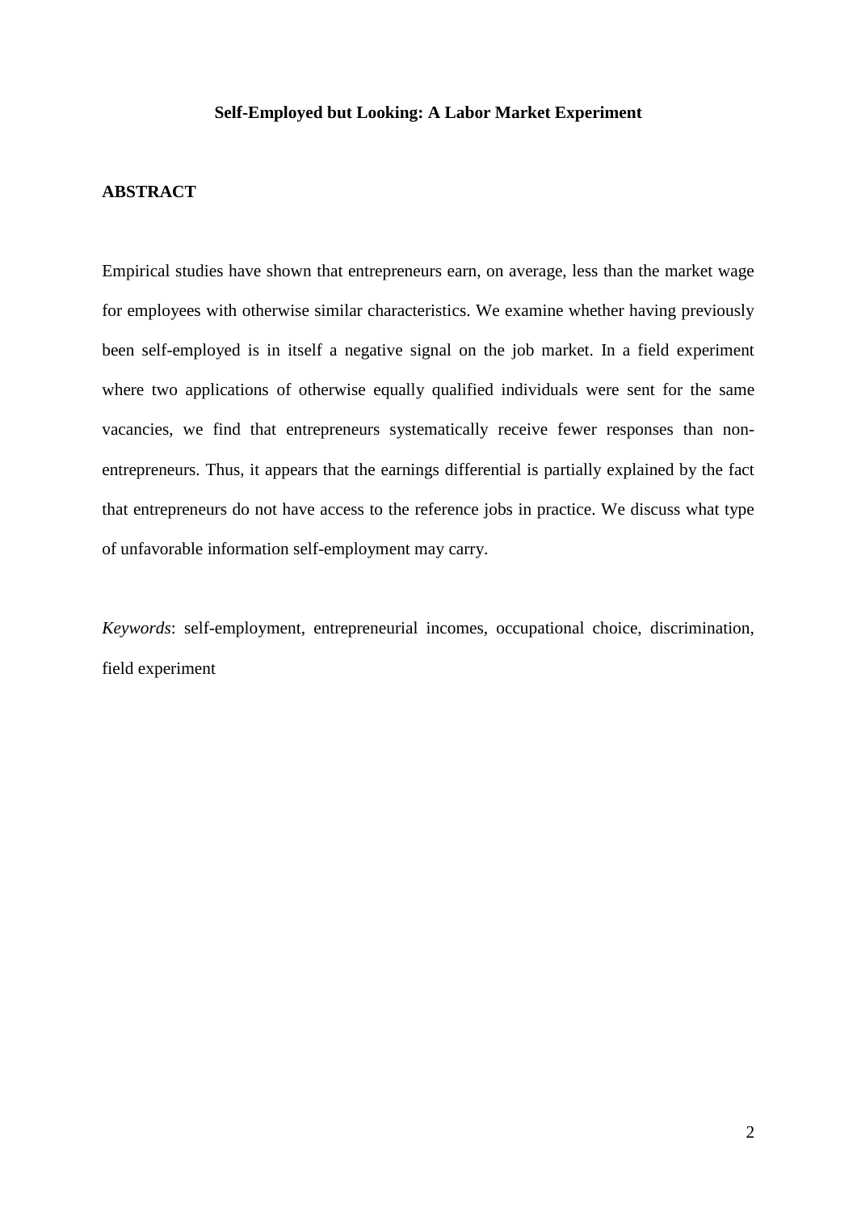**Self-Employed but Looking: A Labor Market Experiment**

**ABSTRACT**

Empirical studies have shown that entrepreneurs earn, on average, less than the market wage for employees with otherwise similar characteristics. We examine whether having previously been self-employed is in itself a negative signal on the job market. In a field experiment where two applications of otherwise equally qualified individuals were sent for the same vacancies, we find that entrepreneurs systematically receive fewer responses than non-entrepreneurs. Thus, it appears that the earnings differential is partially explained by the fact that entrepreneurs do not have access to the reference jobs in practice. We discuss what type of unfavorable information self-employment may carry.

*Keywords*: self-employment, entrepreneurial incomes, occupational choice, discrimination, field experiment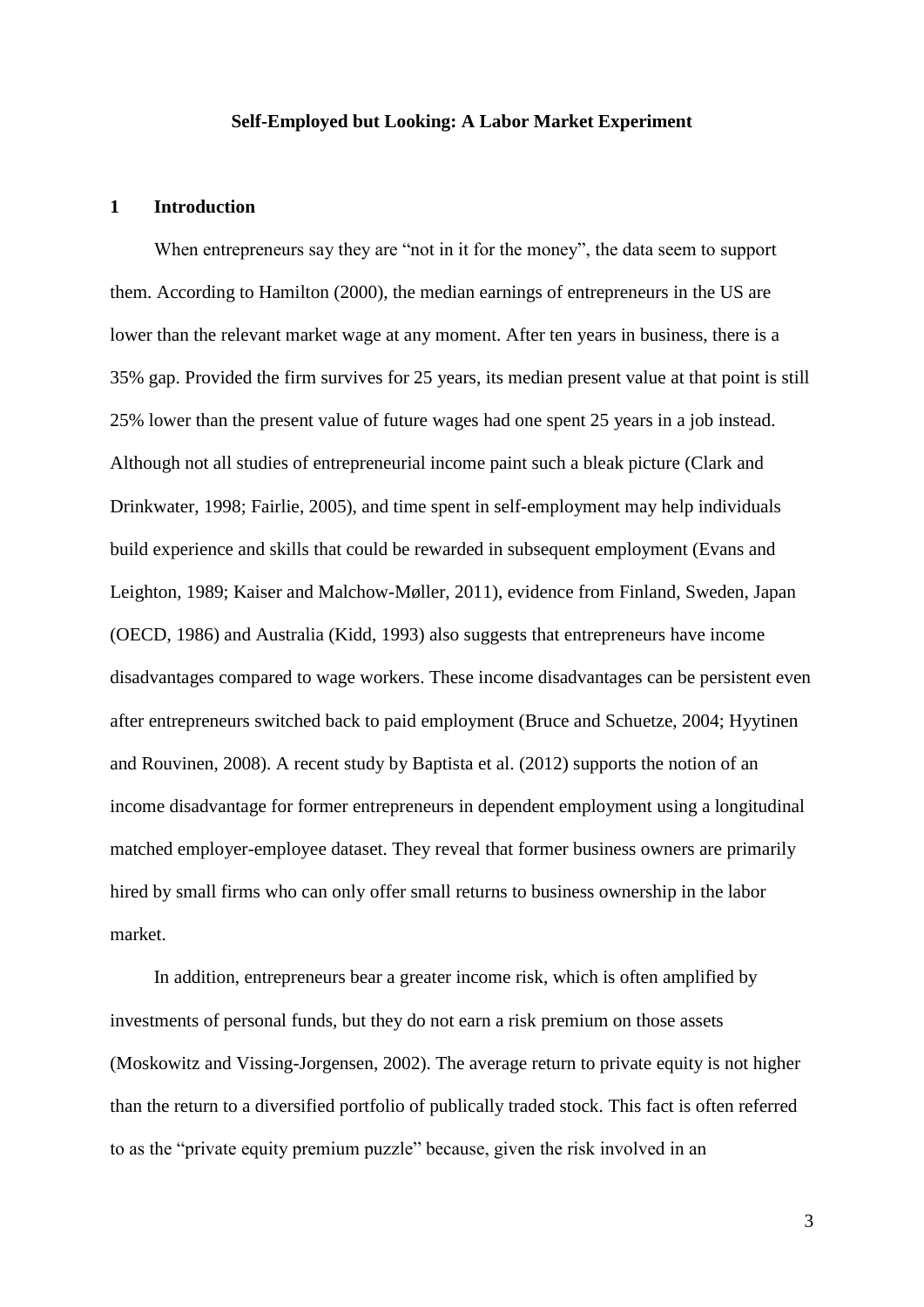**Self-Employed but Looking: A Labor Market Experiment**

## 1 Introduction

When entrepreneurs say they are "not in it for the money", the data seem to support them. According to Hamilton (2000), the median earnings of entrepreneurs in the US are lower than the relevant market wage at any moment. After ten years in business, there is a 35% gap. Provided the firm survives for 25 years, its median present value at that point is still 25% lower than the present value of future wages had one spent 25 years in a job instead. Although not all studies of entrepreneurial income paint such a bleak picture (Clark and Drinkwater, 1998; Fairlie, 2005), and time spent in self-employment may help individuals build experience and skills that could be rewarded in subsequent employment (Evans and Leighton, 1989; Kaiser and Malchow-Møller, 2011), evidence from Finland, Sweden, Japan (OECD, 1986) and Australia (Kidd, 1993) also suggests that entrepreneurs have income disadvantages compared to wage workers. These income disadvantages can be persistent even after entrepreneurs switched back to paid employment (Bruce and Schuetze, 2004; Hyytinen and Rouvinen, 2008). A recent study by Baptista et al. (2012) supports the notion of an income disadvantage for former entrepreneurs in dependent employment using a longitudinal matched employer-employee dataset. They reveal that former business owners are primarily hired by small firms who can only offer small returns to business ownership in the labor market.

In addition, entrepreneurs bear a greater income risk, which is often amplified by investments of personal funds, but they do not earn a risk premium on those assets (Moskowitz and Vissing-Jorgensen, 2002). The average return to private equity is not higher than the return to a diversified portfolio of publically traded stock. This fact is often referred to as the "private equity premium puzzle" because, given the risk involved in an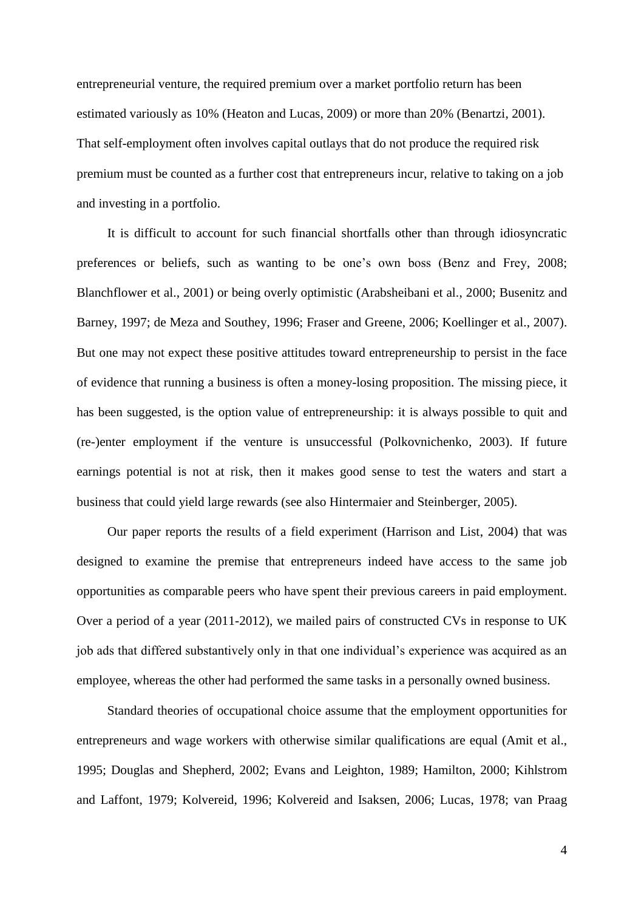entrepreneurial venture, the required premium over a market portfolio return has been estimated variously as 10% (Heaton and Lucas, 2009) or more than 20% (Benartzi, 2001). That self-employment often involves capital outlays that do not produce the required risk premium must be counted as a further cost that entrepreneurs incur, relative to taking on a job and investing in a portfolio.

It is difficult to account for such financial shortfalls other than through idiosyncratic preferences or beliefs, such as wanting to be one's own boss (Benz and Frey, 2008; Blanchflower et al., 2001) or being overly optimistic (Arabsheibani et al., 2000; Busenitz and Barney, 1997; de Meza and Southey, 1996; Fraser and Greene, 2006; Koellinger et al., 2007). But one may not expect these positive attitudes toward entrepreneurship to persist in the face of evidence that running a business is often a money-losing proposition. The missing piece, it has been suggested, is the option value of entrepreneurship: it is always possible to quit and (re-)enter employment if the venture is unsuccessful (Polkovnichenko, 2003). If future earnings potential is not at risk, then it makes good sense to test the waters and start a business that could yield large rewards (see also Hintermaier and Steinberger, 2005).

Our paper reports the results of a field experiment (Harrison and List, 2004) that was designed to examine the premise that entrepreneurs indeed have access to the same job opportunities as comparable peers who have spent their previous careers in paid employment. Over a period of a year (2011-2012), we mailed pairs of constructed CVs in response to UK job ads that differed substantively only in that one individual's experience was acquired as an employee, whereas the other had performed the same tasks in a personally owned business.

Standard theories of occupational choice assume that the employment opportunities for entrepreneurs and wage workers with otherwise similar qualifications are equal (Amit et al., 1995; Douglas and Shepherd, 2002; Evans and Leighton, 1989; Hamilton, 2000; Kihlstrom and Laffont, 1979; Kolvereid, 1996; Kolvereid and Isaksen, 2006; Lucas, 1978; van Praag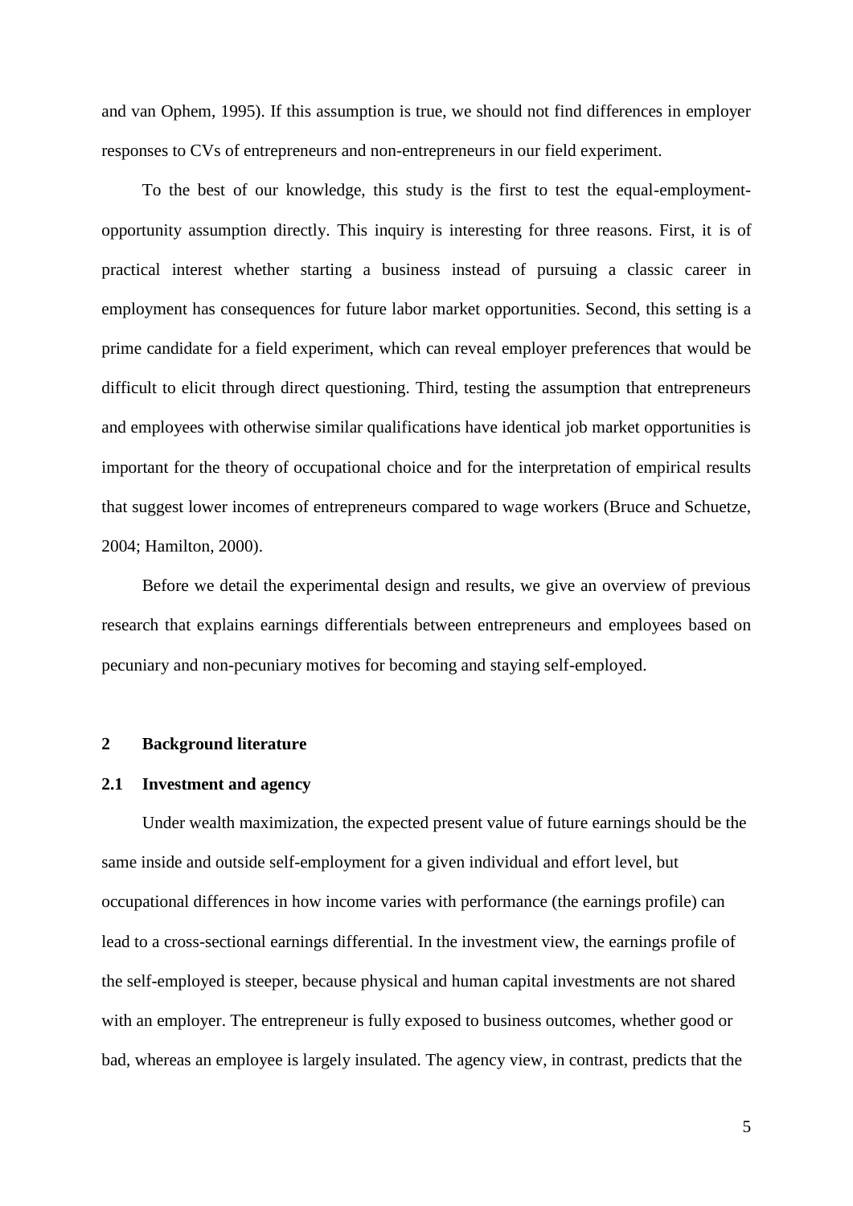and van Ophem, 1995). If this assumption is true, we should not find differences in employer responses to CVs of entrepreneurs and non-entrepreneurs in our field experiment.

To the best of our knowledge, this study is the first to test the equal-employment-opportunity assumption directly. This inquiry is interesting for three reasons. First, it is of practical interest whether starting a business instead of pursuing a classic career in employment has consequences for future labor market opportunities. Second, this setting is a prime candidate for a field experiment, which can reveal employer preferences that would be difficult to elicit through direct questioning. Third, testing the assumption that entrepreneurs and employees with otherwise similar qualifications have identical job market opportunities is important for the theory of occupational choice and for the interpretation of empirical results that suggest lower incomes of entrepreneurs compared to wage workers (Bruce and Schuetze, 2004; Hamilton, 2000).

Before we detail the experimental design and results, we give an overview of previous research that explains earnings differentials between entrepreneurs and employees based on pecuniary and non-pecuniary motives for becoming and staying self-employed.

## 2 Background literature

### 2.1 Investment and agency

Under wealth maximization, the expected present value of future earnings should be the same inside and outside self-employment for a given individual and effort level, but occupational differences in how income varies with performance (the earnings profile) can lead to a cross-sectional earnings differential. In the investment view, the earnings profile of the self-employed is steeper, because physical and human capital investments are not shared with an employer. The entrepreneur is fully exposed to business outcomes, whether good or bad, whereas an employee is largely insulated. The agency view, in contrast, predicts that the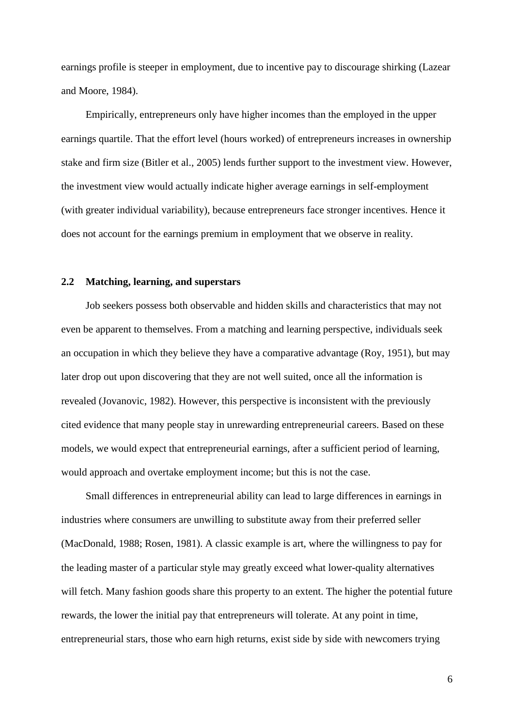earnings profile is steeper in employment, due to incentive pay to discourage shirking (Lazear and Moore, 1984).

Empirically, entrepreneurs only have higher incomes than the employed in the upper earnings quartile. That the effort level (hours worked) of entrepreneurs increases in ownership stake and firm size (Bitler et al., 2005) lends further support to the investment view. However, the investment view would actually indicate higher average earnings in self-employment (with greater individual variability), because entrepreneurs face stronger incentives. Hence it does not account for the earnings premium in employment that we observe in reality.

### 2.2 Matching, learning, and superstars

Job seekers possess both observable and hidden skills and characteristics that may not even be apparent to themselves. From a matching and learning perspective, individuals seek an occupation in which they believe they have a comparative advantage (Roy, 1951), but may later drop out upon discovering that they are not well suited, once all the information is revealed (Jovanovic, 1982). However, this perspective is inconsistent with the previously cited evidence that many people stay in unrewarding entrepreneurial careers. Based on these models, we would expect that entrepreneurial earnings, after a sufficient period of learning, would approach and overtake employment income; but this is not the case.

Small differences in entrepreneurial ability can lead to large differences in earnings in industries where consumers are unwilling to substitute away from their preferred seller (MacDonald, 1988; Rosen, 1981). A classic example is art, where the willingness to pay for the leading master of a particular style may greatly exceed what lower-quality alternatives will fetch. Many fashion goods share this property to an extent. The higher the potential future rewards, the lower the initial pay that entrepreneurs will tolerate. At any point in time, entrepreneurial stars, those who earn high returns, exist side by side with newcomers trying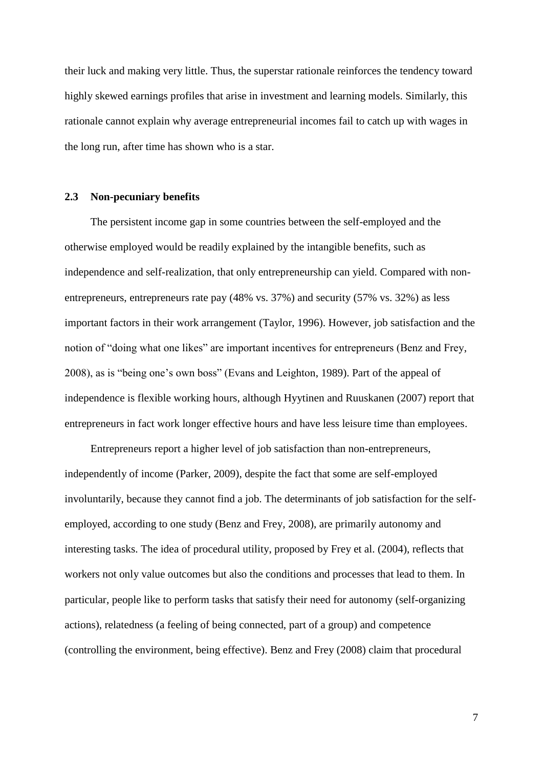their luck and making very little. Thus, the superstar rationale reinforces the tendency toward highly skewed earnings profiles that arise in investment and learning models. Similarly, this rationale cannot explain why average entrepreneurial incomes fail to catch up with wages in the long run, after time has shown who is a star.

### 2.3 Non-pecuniary benefits

The persistent income gap in some countries between the self-employed and the otherwise employed would be readily explained by the intangible benefits, such as independence and self-realization, that only entrepreneurship can yield. Compared with non-entrepreneurs, entrepreneurs rate pay (48% vs. 37%) and security (57% vs. 32%) as less important factors in their work arrangement (Taylor, 1996). However, job satisfaction and the notion of "doing what one likes" are important incentives for entrepreneurs (Benz and Frey, 2008), as is "being one's own boss" (Evans and Leighton, 1989). Part of the appeal of independence is flexible working hours, although Hyytinen and Ruuskanen (2007) report that entrepreneurs in fact work longer effective hours and have less leisure time than employees.

Entrepreneurs report a higher level of job satisfaction than non-entrepreneurs, independently of income (Parker, 2009), despite the fact that some are self-employed involuntarily, because they cannot find a job. The determinants of job satisfaction for the self-employed, according to one study (Benz and Frey, 2008), are primarily autonomy and interesting tasks. The idea of procedural utility, proposed by Frey et al. (2004), reflects that workers not only value outcomes but also the conditions and processes that lead to them. In particular, people like to perform tasks that satisfy their need for autonomy (self-organizing actions), relatedness (a feeling of being connected, part of a group) and competence (controlling the environment, being effective). Benz and Frey (2008) claim that procedural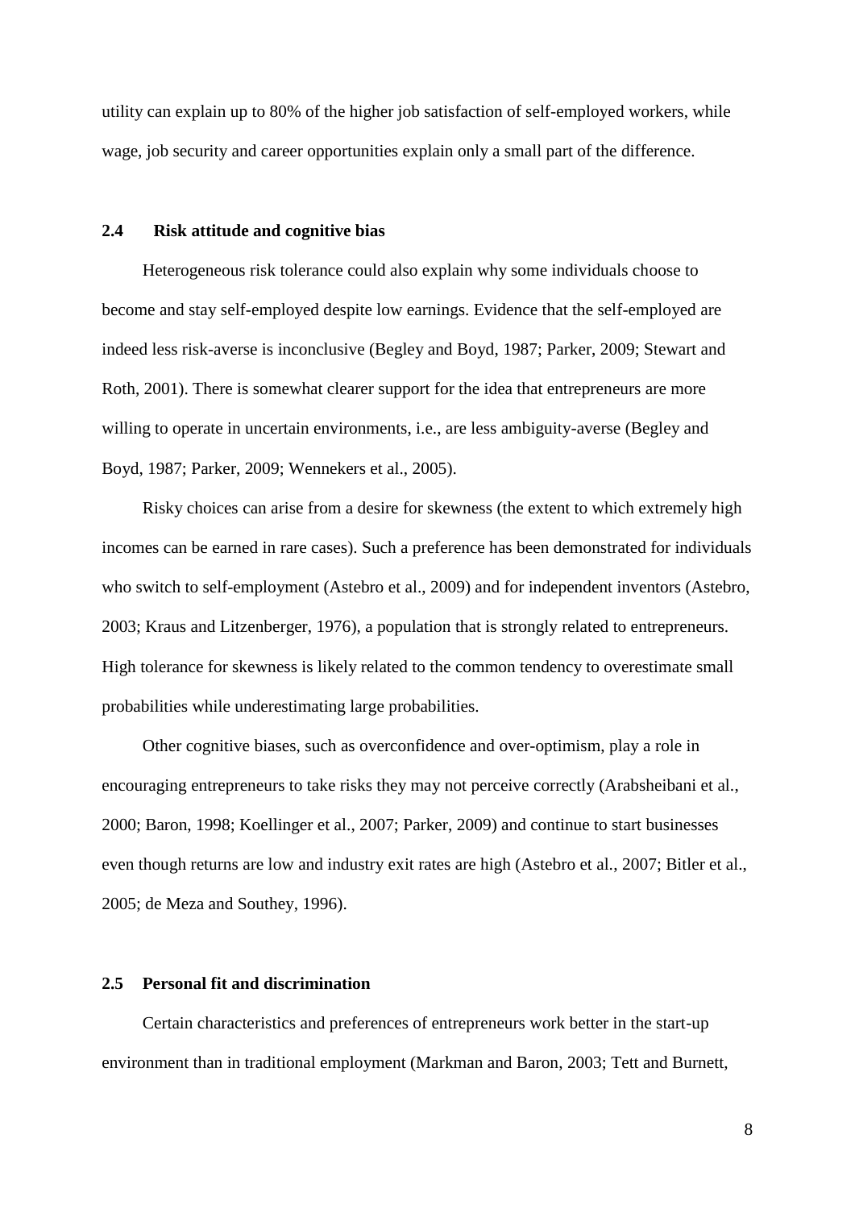utility can explain up to 80% of the higher job satisfaction of self-employed workers, while wage, job security and career opportunities explain only a small part of the difference.

### 2.4 Risk attitude and cognitive bias

Heterogeneous risk tolerance could also explain why some individuals choose to become and stay self-employed despite low earnings. Evidence that the self-employed are indeed less risk-averse is inconclusive (Begley and Boyd, 1987; Parker, 2009; Stewart and Roth, 2001). There is somewhat clearer support for the idea that entrepreneurs are more willing to operate in uncertain environments, i.e., are less ambiguity-averse (Begley and Boyd, 1987; Parker, 2009; Wennekers et al., 2005).

Risky choices can arise from a desire for skewness (the extent to which extremely high incomes can be earned in rare cases). Such a preference has been demonstrated for individuals who switch to self-employment (Astebro et al., 2009) and for independent inventors (Astebro, 2003; Kraus and Litzenberger, 1976), a population that is strongly related to entrepreneurs. High tolerance for skewness is likely related to the common tendency to overestimate small probabilities while underestimating large probabilities.

Other cognitive biases, such as overconfidence and over-optimism, play a role in encouraging entrepreneurs to take risks they may not perceive correctly (Arabsheibani et al., 2000; Baron, 1998; Koellinger et al., 2007; Parker, 2009) and continue to start businesses even though returns are low and industry exit rates are high (Astebro et al., 2007; Bitler et al., 2005; de Meza and Southey, 1996).

### 2.5 Personal fit and discrimination

Certain characteristics and preferences of entrepreneurs work better in the start-up environment than in traditional employment (Markman and Baron, 2003; Tett and Burnett,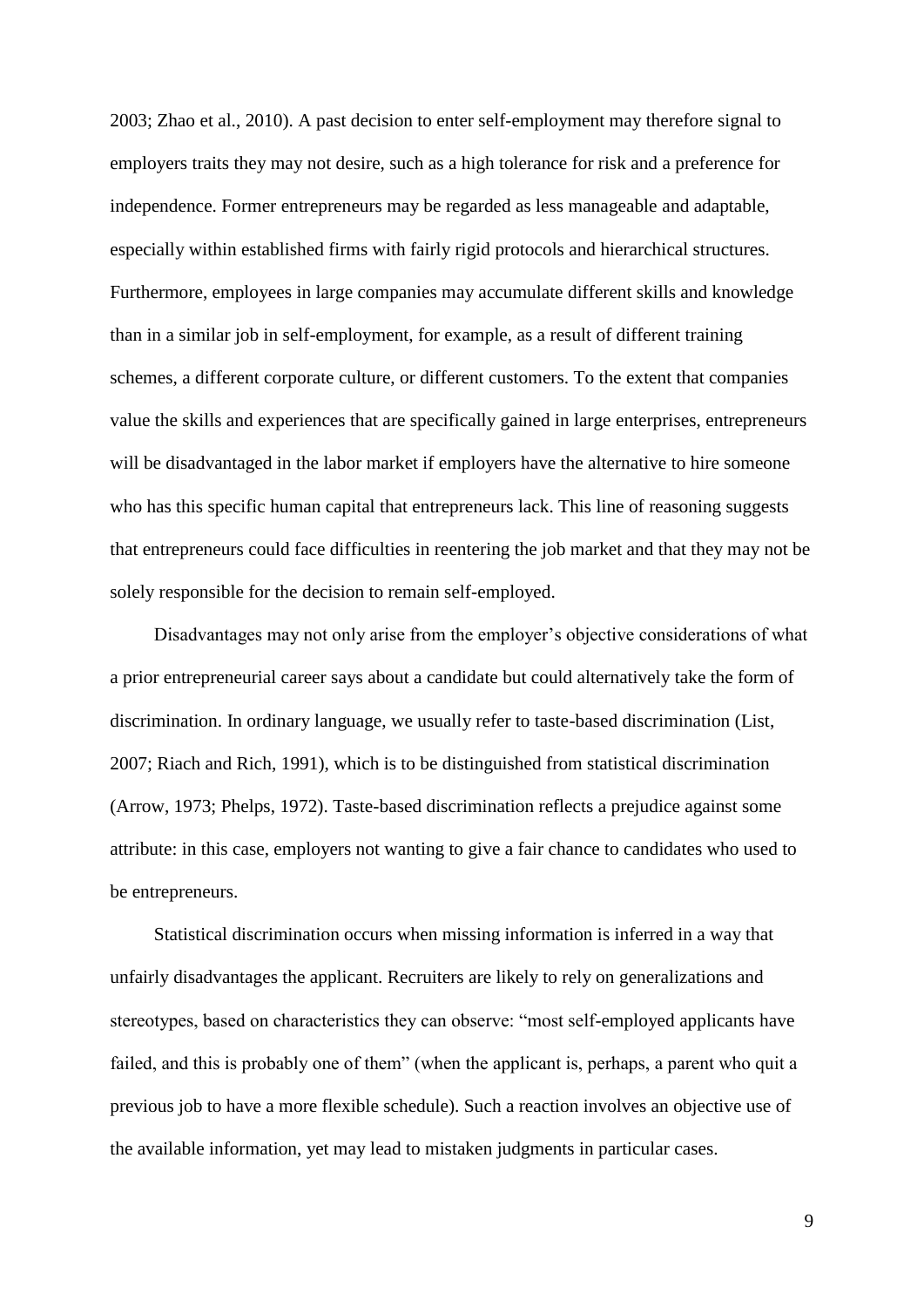2003; Zhao et al., 2010). A past decision to enter self-employment may therefore signal to employers traits they may not desire, such as a high tolerance for risk and a preference for independence. Former entrepreneurs may be regarded as less manageable and adaptable, especially within established firms with fairly rigid protocols and hierarchical structures. Furthermore, employees in large companies may accumulate different skills and knowledge than in a similar job in self-employment, for example, as a result of different training schemes, a different corporate culture, or different customers. To the extent that companies value the skills and experiences that are specifically gained in large enterprises, entrepreneurs will be disadvantaged in the labor market if employers have the alternative to hire someone who has this specific human capital that entrepreneurs lack. This line of reasoning suggests that entrepreneurs could face difficulties in reentering the job market and that they may not be solely responsible for the decision to remain self-employed.

Disadvantages may not only arise from the employer's objective considerations of what a prior entrepreneurial career says about a candidate but could alternatively take the form of discrimination. In ordinary language, we usually refer to taste-based discrimination (List, 2007; Riach and Rich, 1991), which is to be distinguished from statistical discrimination (Arrow, 1973; Phelps, 1972). Taste-based discrimination reflects a prejudice against some attribute: in this case, employers not wanting to give a fair chance to candidates who used to be entrepreneurs.

Statistical discrimination occurs when missing information is inferred in a way that unfairly disadvantages the applicant. Recruiters are likely to rely on generalizations and stereotypes, based on characteristics they can observe: "most self-employed applicants have failed, and this is probably one of them" (when the applicant is, perhaps, a parent who quit a previous job to have a more flexible schedule). Such a reaction involves an objective use of the available information, yet may lead to mistaken judgments in particular cases.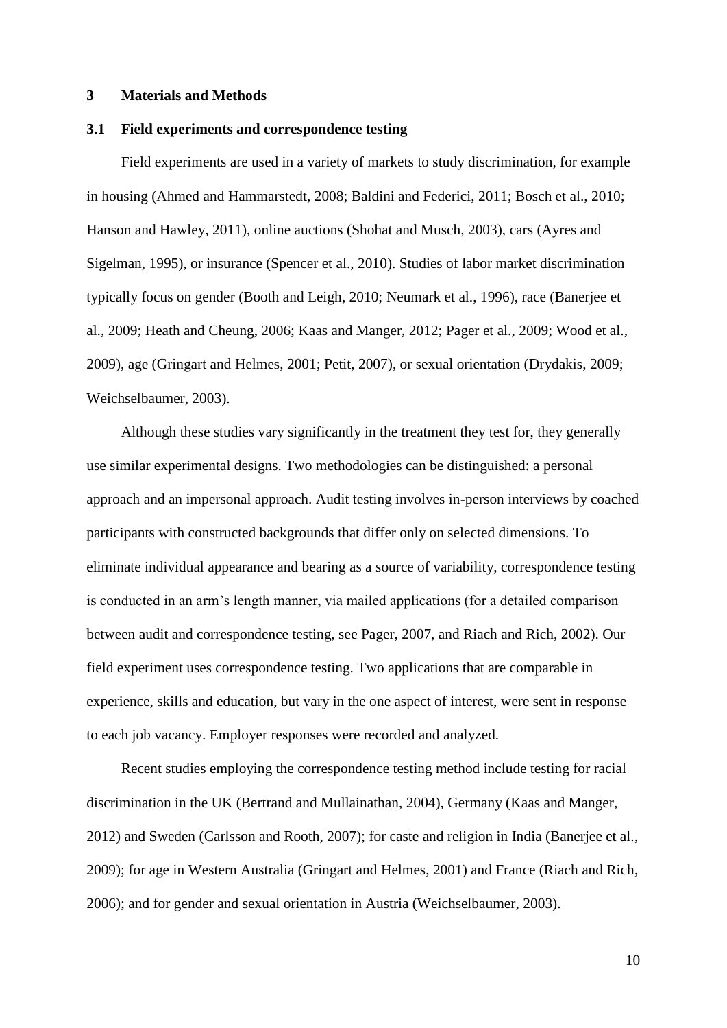## 3 Materials and Methods

### 3.1 Field experiments and correspondence testing

Field experiments are used in a variety of markets to study discrimination, for example in housing (Ahmed and Hammarstedt, 2008; Baldini and Federici, 2011; Bosch et al., 2010; Hanson and Hawley, 2011), online auctions (Shohat and Musch, 2003), cars (Ayres and Sigelman, 1995), or insurance (Spencer et al., 2010). Studies of labor market discrimination typically focus on gender (Booth and Leigh, 2010; Neumark et al., 1996), race (Banerjee et al., 2009; Heath and Cheung, 2006; Kaas and Manger, 2012; Pager et al., 2009; Wood et al., 2009), age (Gringart and Helmes, 2001; Petit, 2007), or sexual orientation (Drydakis, 2009; Weichselbaumer, 2003).

Although these studies vary significantly in the treatment they test for, they generally use similar experimental designs. Two methodologies can be distinguished: a personal approach and an impersonal approach. Audit testing involves in-person interviews by coached participants with constructed backgrounds that differ only on selected dimensions. To eliminate individual appearance and bearing as a source of variability, correspondence testing is conducted in an arm's length manner, via mailed applications (for a detailed comparison between audit and correspondence testing, see Pager, 2007, and Riach and Rich, 2002). Our field experiment uses correspondence testing. Two applications that are comparable in experience, skills and education, but vary in the one aspect of interest, were sent in response to each job vacancy. Employer responses were recorded and analyzed.

Recent studies employing the correspondence testing method include testing for racial discrimination in the UK (Bertrand and Mullainathan, 2004), Germany (Kaas and Manger, 2012) and Sweden (Carlsson and Rooth, 2007); for caste and religion in India (Banerjee et al., 2009); for age in Western Australia (Gringart and Helmes, 2001) and France (Riach and Rich, 2006); and for gender and sexual orientation in Austria (Weichselbaumer, 2003).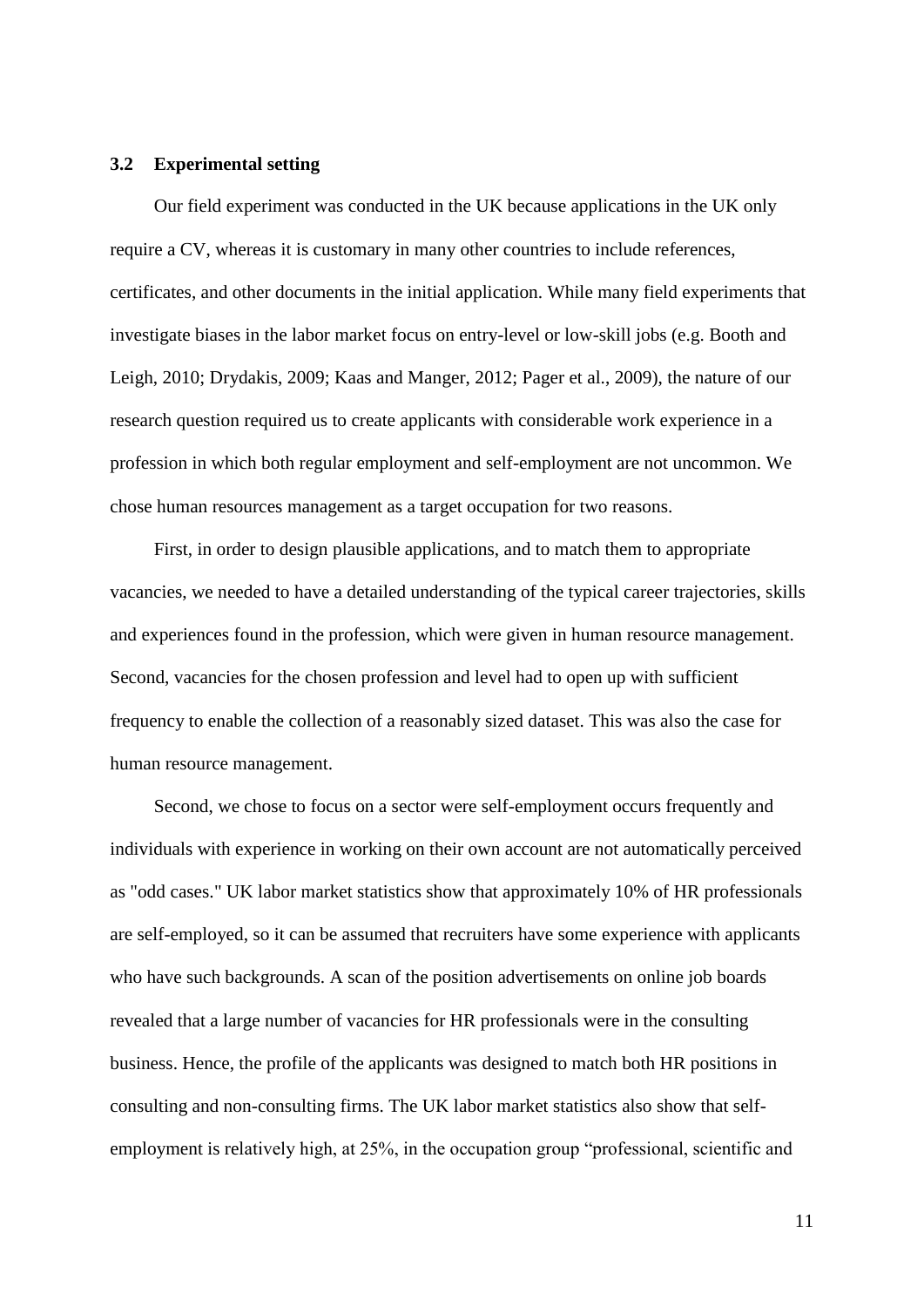### 3.2 Experimental setting

Our field experiment was conducted in the UK because applications in the UK only require a CV, whereas it is customary in many other countries to include references, certificates, and other documents in the initial application. While many field experiments that investigate biases in the labor market focus on entry-level or low-skill jobs (e.g. Booth and Leigh, 2010; Drydakis, 2009; Kaas and Manger, 2012; Pager et al., 2009), the nature of our research question required us to create applicants with considerable work experience in a profession in which both regular employment and self-employment are not uncommon. We chose human resources management as a target occupation for two reasons.

First, in order to design plausible applications, and to match them to appropriate vacancies, we needed to have a detailed understanding of the typical career trajectories, skills and experiences found in the profession, which were given in human resource management. Second, vacancies for the chosen profession and level had to open up with sufficient frequency to enable the collection of a reasonably sized dataset. This was also the case for human resource management.

Second, we chose to focus on a sector were self-employment occurs frequently and individuals with experience in working on their own account are not automatically perceived as "odd cases." UK labor market statistics show that approximately 10% of HR professionals are self-employed, so it can be assumed that recruiters have some experience with applicants who have such backgrounds. A scan of the position advertisements on online job boards revealed that a large number of vacancies for HR professionals were in the consulting business. Hence, the profile of the applicants was designed to match both HR positions in consulting and non-consulting firms. The UK labor market statistics also show that self-employment is relatively high, at 25%, in the occupation group "professional, scientific and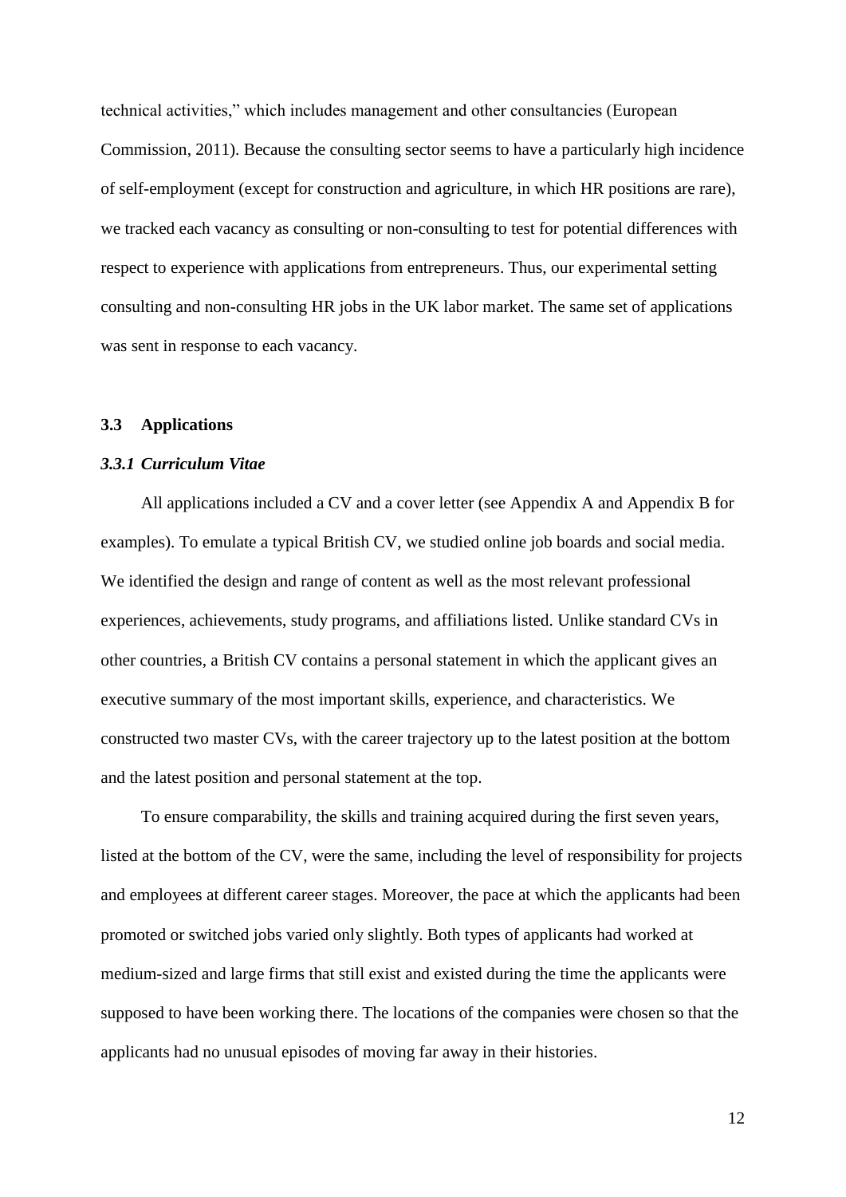technical activities," which includes management and other consultancies (European Commission, 2011). Because the consulting sector seems to have a particularly high incidence of self-employment (except for construction and agriculture, in which HR positions are rare), we tracked each vacancy as consulting or non-consulting to test for potential differences with respect to experience with applications from entrepreneurs. Thus, our experimental setting consulting and non-consulting HR jobs in the UK labor market. The same set of applications was sent in response to each vacancy.

### 3.3 Applications

#### *3.3.1 Curriculum Vitae*

All applications included a CV and a cover letter (see Appendix A and Appendix B for examples). To emulate a typical British CV, we studied online job boards and social media. We identified the design and range of content as well as the most relevant professional experiences, achievements, study programs, and affiliations listed. Unlike standard CVs in other countries, a British CV contains a personal statement in which the applicant gives an executive summary of the most important skills, experience, and characteristics. We constructed two master CVs, with the career trajectory up to the latest position at the bottom and the latest position and personal statement at the top.

To ensure comparability, the skills and training acquired during the first seven years, listed at the bottom of the CV, were the same, including the level of responsibility for projects and employees at different career stages. Moreover, the pace at which the applicants had been promoted or switched jobs varied only slightly. Both types of applicants had worked at medium-sized and large firms that still exist and existed during the time the applicants were supposed to have been working there. The locations of the companies were chosen so that the applicants had no unusual episodes of moving far away in their histories.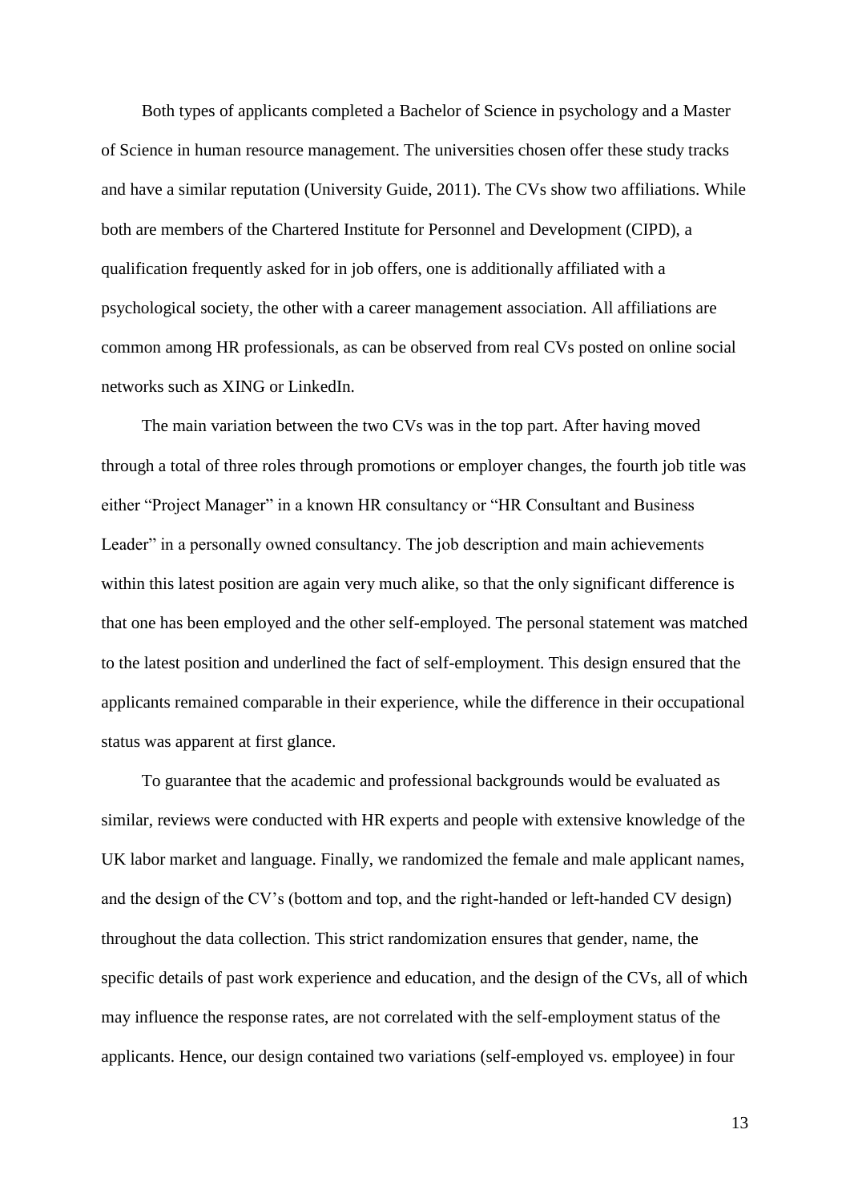Both types of applicants completed a Bachelor of Science in psychology and a Master of Science in human resource management. The universities chosen offer these study tracks and have a similar reputation (University Guide, 2011). The CVs show two affiliations. While both are members of the Chartered Institute for Personnel and Development (CIPD), a qualification frequently asked for in job offers, one is additionally affiliated with a psychological society, the other with a career management association. All affiliations are common among HR professionals, as can be observed from real CVs posted on online social networks such as XING or LinkedIn.

The main variation between the two CVs was in the top part. After having moved through a total of three roles through promotions or employer changes, the fourth job title was either "Project Manager" in a known HR consultancy or "HR Consultant and Business Leader" in a personally owned consultancy. The job description and main achievements within this latest position are again very much alike, so that the only significant difference is that one has been employed and the other self-employed. The personal statement was matched to the latest position and underlined the fact of self-employment. This design ensured that the applicants remained comparable in their experience, while the difference in their occupational status was apparent at first glance.

To guarantee that the academic and professional backgrounds would be evaluated as similar, reviews were conducted with HR experts and people with extensive knowledge of the UK labor market and language. Finally, we randomized the female and male applicant names, and the design of the CV's (bottom and top, and the right-handed or left-handed CV design) throughout the data collection. This strict randomization ensures that gender, name, the specific details of past work experience and education, and the design of the CVs, all of which may influence the response rates, are not correlated with the self-employment status of the applicants. Hence, our design contained two variations (self-employed vs. employee) in four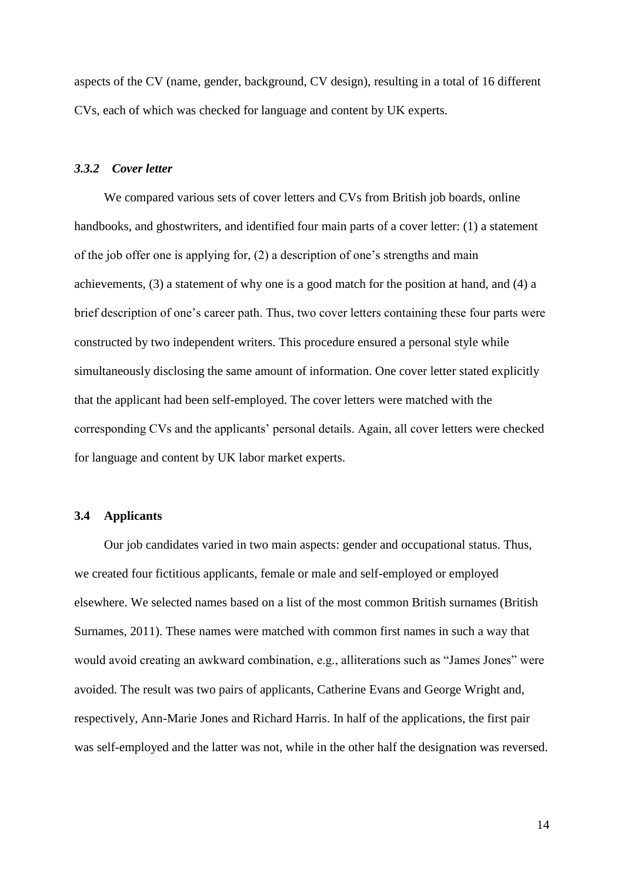aspects of the CV (name, gender, background, CV design), resulting in a total of 16 different CVs, each of which was checked for language and content by UK experts.

### *3.3.2 Cover letter*

We compared various sets of cover letters and CVs from British job boards, online handbooks, and ghostwriters, and identified four main parts of a cover letter: (1) a statement of the job offer one is applying for, (2) a description of one's strengths and main achievements, (3) a statement of why one is a good match for the position at hand, and (4) a brief description of one's career path. Thus, two cover letters containing these four parts were constructed by two independent writers. This procedure ensured a personal style while simultaneously disclosing the same amount of information. One cover letter stated explicitly that the applicant had been self-employed. The cover letters were matched with the corresponding CVs and the applicants' personal details. Again, all cover letters were checked for language and content by UK labor market experts.

## 3.4 Applicants

Our job candidates varied in two main aspects: gender and occupational status. Thus, we created four fictitious applicants, female or male and self-employed or employed elsewhere. We selected names based on a list of the most common British surnames (British Surnames, 2011). These names were matched with common first names in such a way that would avoid creating an awkward combination, e.g., alliterations such as "James Jones" were avoided. The result was two pairs of applicants, Catherine Evans and George Wright and, respectively, Ann-Marie Jones and Richard Harris. In half of the applications, the first pair was self-employed and the latter was not, while in the other half the designation was reversed.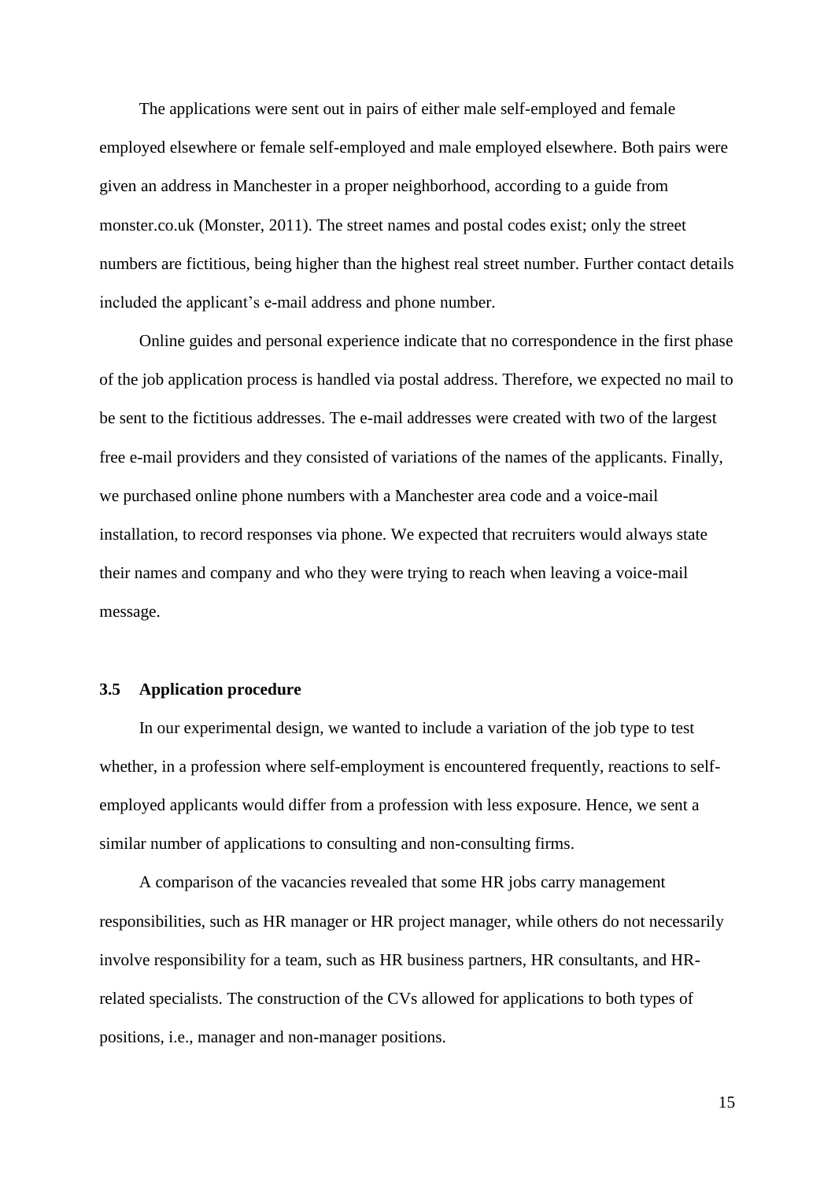The applications were sent out in pairs of either male self-employed and female employed elsewhere or female self-employed and male employed elsewhere. Both pairs were given an address in Manchester in a proper neighborhood, according to a guide from monster.co.uk (Monster, 2011). The street names and postal codes exist; only the street numbers are fictitious, being higher than the highest real street number. Further contact details included the applicant's e-mail address and phone number.

Online guides and personal experience indicate that no correspondence in the first phase of the job application process is handled via postal address. Therefore, we expected no mail to be sent to the fictitious addresses. The e-mail addresses were created with two of the largest free e-mail providers and they consisted of variations of the names of the applicants. Finally, we purchased online phone numbers with a Manchester area code and a voice-mail installation, to record responses via phone. We expected that recruiters would always state their names and company and who they were trying to reach when leaving a voice-mail message.

### 3.5 Application procedure

In our experimental design, we wanted to include a variation of the job type to test whether, in a profession where self-employment is encountered frequently, reactions to self-employed applicants would differ from a profession with less exposure. Hence, we sent a similar number of applications to consulting and non-consulting firms.

A comparison of the vacancies revealed that some HR jobs carry management responsibilities, such as HR manager or HR project manager, while others do not necessarily involve responsibility for a team, such as HR business partners, HR consultants, and HR-related specialists. The construction of the CVs allowed for applications to both types of positions, i.e., manager and non-manager positions.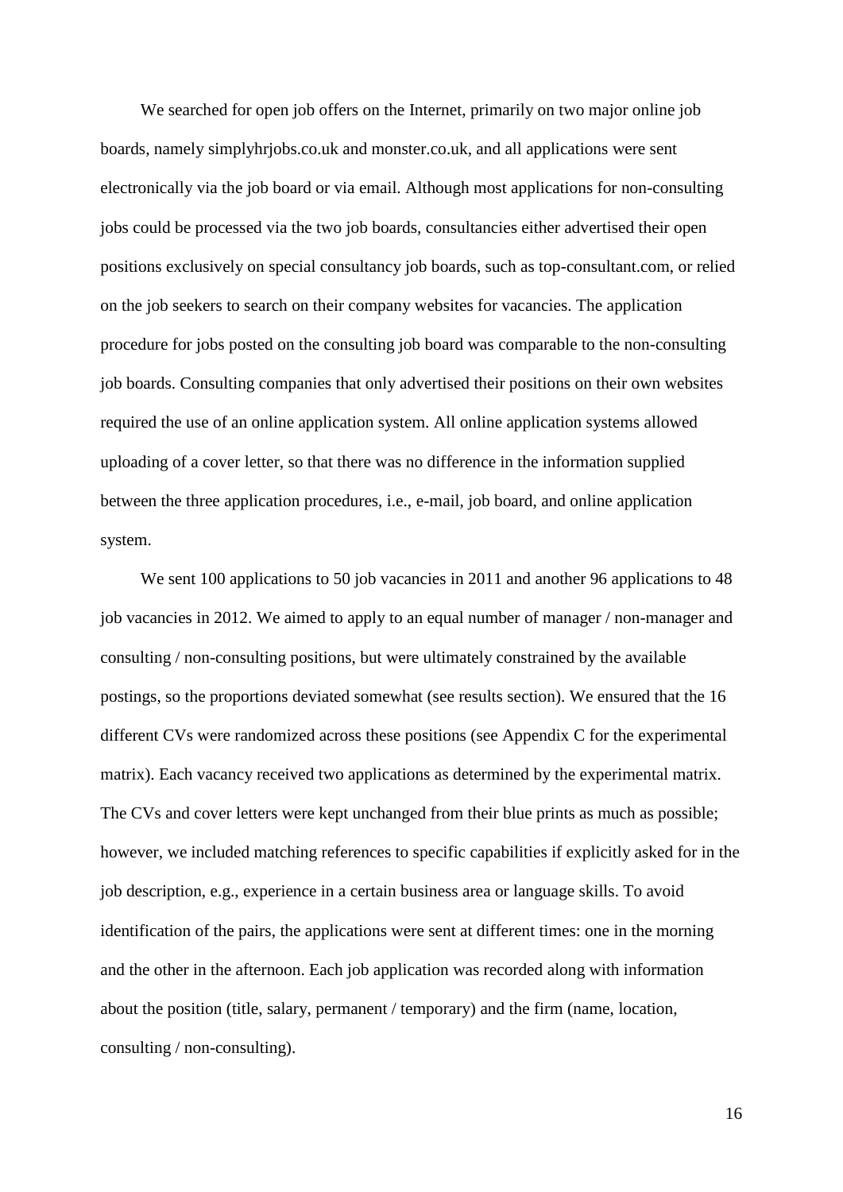We searched for open job offers on the Internet, primarily on two major online job boards, namely simplyhrjobs.co.uk and monster.co.uk, and all applications were sent electronically via the job board or via email. Although most applications for non-consulting jobs could be processed via the two job boards, consultancies either advertised their open positions exclusively on special consultancy job boards, such as top-consultant.com, or relied on the job seekers to search on their company websites for vacancies. The application procedure for jobs posted on the consulting job board was comparable to the non-consulting job boards. Consulting companies that only advertised their positions on their own websites required the use of an online application system. All online application systems allowed uploading of a cover letter, so that there was no difference in the information supplied between the three application procedures, i.e., e-mail, job board, and online application system.

We sent 100 applications to 50 job vacancies in 2011 and another 96 applications to 48 job vacancies in 2012. We aimed to apply to an equal number of manager / non-manager and consulting / non-consulting positions, but were ultimately constrained by the available postings, so the proportions deviated somewhat (see results section). We ensured that the 16 different CVs were randomized across these positions (see Appendix C for the experimental matrix). Each vacancy received two applications as determined by the experimental matrix. The CVs and cover letters were kept unchanged from their blue prints as much as possible; however, we included matching references to specific capabilities if explicitly asked for in the job description, e.g., experience in a certain business area or language skills. To avoid identification of the pairs, the applications were sent at different times: one in the morning and the other in the afternoon. Each job application was recorded along with information about the position (title, salary, permanent / temporary) and the firm (name, location, consulting / non-consulting).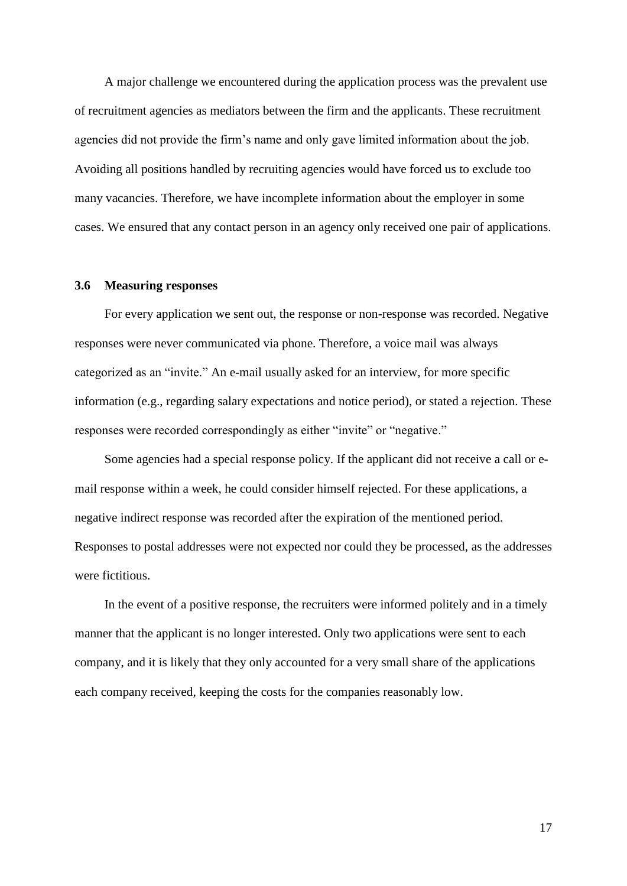A major challenge we encountered during the application process was the prevalent use of recruitment agencies as mediators between the firm and the applicants. These recruitment agencies did not provide the firm's name and only gave limited information about the job. Avoiding all positions handled by recruiting agencies would have forced us to exclude too many vacancies. Therefore, we have incomplete information about the employer in some cases. We ensured that any contact person in an agency only received one pair of applications.

### 3.6 Measuring responses

For every application we sent out, the response or non-response was recorded. Negative responses were never communicated via phone. Therefore, a voice mail was always categorized as an "invite." An e-mail usually asked for an interview, for more specific information (e.g., regarding salary expectations and notice period), or stated a rejection. These responses were recorded correspondingly as either "invite" or "negative."

Some agencies had a special response policy. If the applicant did not receive a call or e-mail response within a week, he could consider himself rejected. For these applications, a negative indirect response was recorded after the expiration of the mentioned period. Responses to postal addresses were not expected nor could they be processed, as the addresses were fictitious.

In the event of a positive response, the recruiters were informed politely and in a timely manner that the applicant is no longer interested. Only two applications were sent to each company, and it is likely that they only accounted for a very small share of the applications each company received, keeping the costs for the companies reasonably low.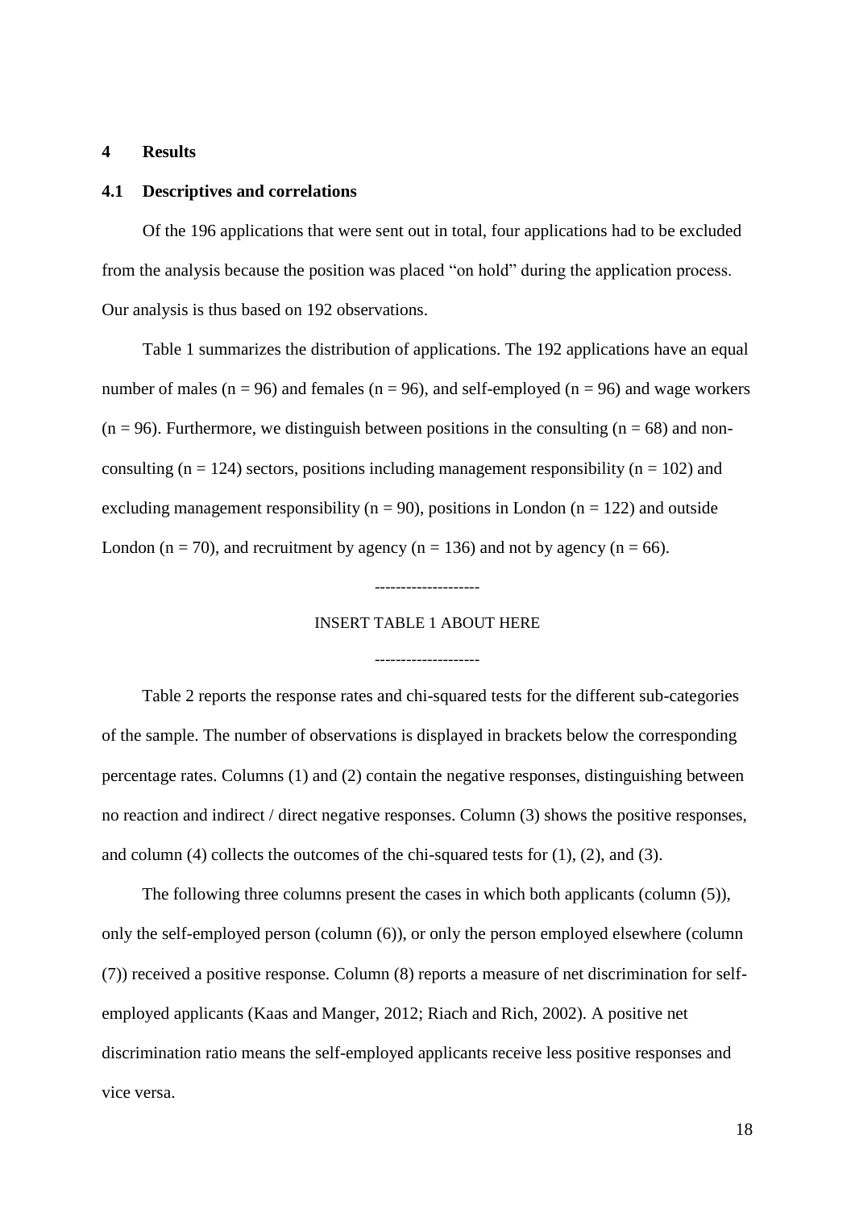## 4 Results

### 4.1 Descriptives and correlations

Of the 196 applications that were sent out in total, four applications had to be excluded from the analysis because the position was placed "on hold" during the application process. Our analysis is thus based on 192 observations.

Table 1 summarizes the distribution of applications. The 192 applications have an equal number of males (n = 96) and females (n = 96), and self-employed (n = 96) and wage workers (n = 96). Furthermore, we distinguish between positions in the consulting (n = 68) and non-consulting (n = 124) sectors, positions including management responsibility (n = 102) and excluding management responsibility (n = 90), positions in London (n = 122) and outside London (n = 70), and recruitment by agency (n = 136) and not by agency (n = 66).

--------------------

INSERT TABLE 1 ABOUT HERE

--------------------

Table 2 reports the response rates and chi-squared tests for the different sub-categories of the sample. The number of observations is displayed in brackets below the corresponding percentage rates. Columns (1) and (2) contain the negative responses, distinguishing between no reaction and indirect / direct negative responses. Column (3) shows the positive responses, and column (4) collects the outcomes of the chi-squared tests for (1), (2), and (3).

The following three columns present the cases in which both applicants (column (5)), only the self-employed person (column (6)), or only the person employed elsewhere (column (7)) received a positive response. Column (8) reports a measure of net discrimination for self-employed applicants (Kaas and Manger, 2012; Riach and Rich, 2002). A positive net discrimination ratio means the self-employed applicants receive less positive responses and vice versa.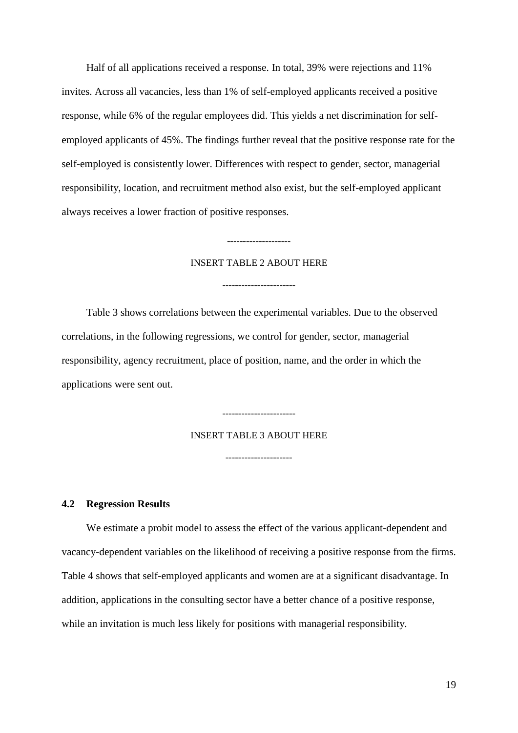Half of all applications received a response. In total, 39% were rejections and 11% invites. Across all vacancies, less than 1% of self-employed applicants received a positive response, while 6% of the regular employees did. This yields a net discrimination for self-employed applicants of 45%. The findings further reveal that the positive response rate for the self-employed is consistently lower. Differences with respect to gender, sector, managerial responsibility, location, and recruitment method also exist, but the self-employed applicant always receives a lower fraction of positive responses.

--------------------

INSERT TABLE 2 ABOUT HERE

----------------------

Table 3 shows correlations between the experimental variables. Due to the observed correlations, in the following regressions, we control for gender, sector, managerial responsibility, agency recruitment, place of position, name, and the order in which the applications were sent out.

----------------------

INSERT TABLE 3 ABOUT HERE

---------------------

### 4.2 Regression Results

We estimate a probit model to assess the effect of the various applicant-dependent and vacancy-dependent variables on the likelihood of receiving a positive response from the firms. Table 4 shows that self-employed applicants and women are at a significant disadvantage. In addition, applications in the consulting sector have a better chance of a positive response, while an invitation is much less likely for positions with managerial responsibility.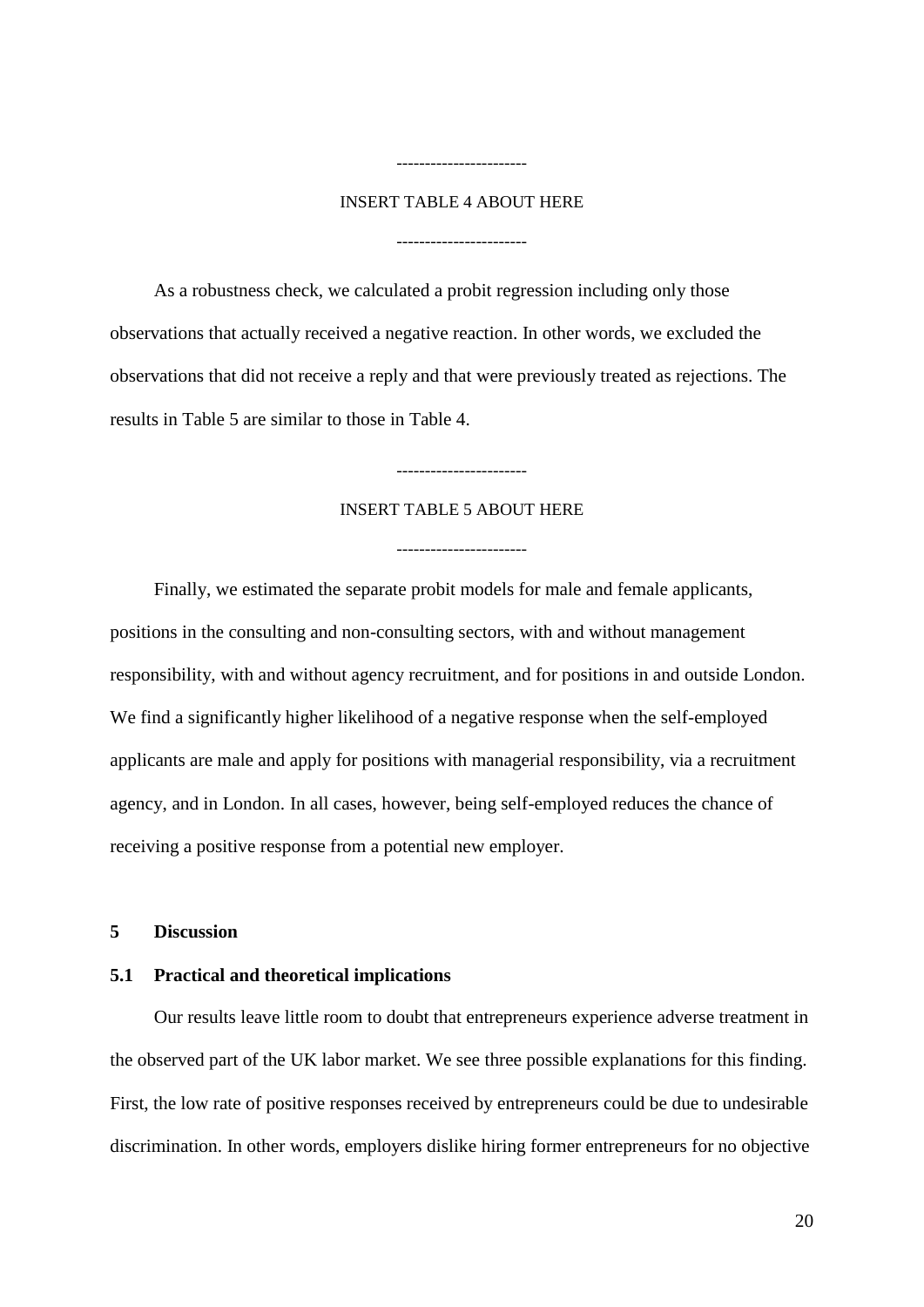-----------------------

INSERT TABLE 4 ABOUT HERE

-----------------------

As a robustness check, we calculated a probit regression including only those observations that actually received a negative reaction. In other words, we excluded the observations that did not receive a reply and that were previously treated as rejections. The results in Table 5 are similar to those in Table 4.

-----------------------

INSERT TABLE 5 ABOUT HERE

-----------------------

Finally, we estimated the separate probit models for male and female applicants, positions in the consulting and non-consulting sectors, with and without management responsibility, with and without agency recruitment, and for positions in and outside London. We find a significantly higher likelihood of a negative response when the self-employed applicants are male and apply for positions with managerial responsibility, via a recruitment agency, and in London. In all cases, however, being self-employed reduces the chance of receiving a positive response from a potential new employer.

## 5 Discussion

### 5.1 Practical and theoretical implications

Our results leave little room to doubt that entrepreneurs experience adverse treatment in the observed part of the UK labor market. We see three possible explanations for this finding. First, the low rate of positive responses received by entrepreneurs could be due to undesirable discrimination. In other words, employers dislike hiring former entrepreneurs for no objective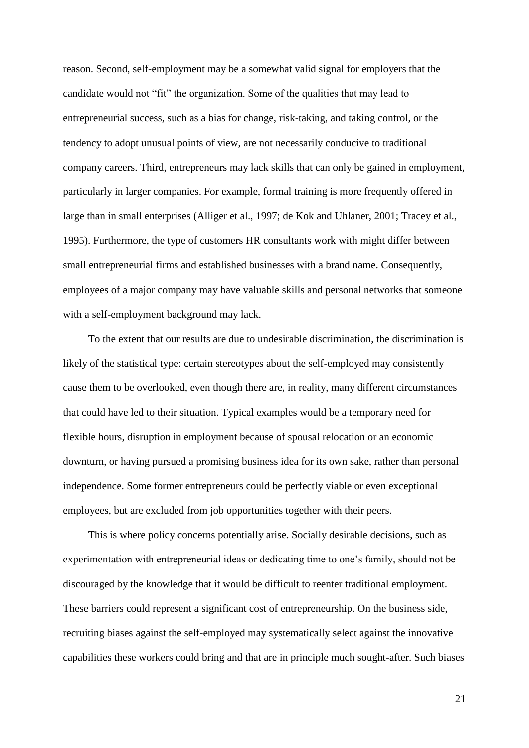reason. Second, self-employment may be a somewhat valid signal for employers that the candidate would not "fit" the organization. Some of the qualities that may lead to entrepreneurial success, such as a bias for change, risk-taking, and taking control, or the tendency to adopt unusual points of view, are not necessarily conducive to traditional company careers. Third, entrepreneurs may lack skills that can only be gained in employment, particularly in larger companies. For example, formal training is more frequently offered in large than in small enterprises (Alliger et al., 1997; de Kok and Uhlaner, 2001; Tracey et al., 1995). Furthermore, the type of customers HR consultants work with might differ between small entrepreneurial firms and established businesses with a brand name. Consequently, employees of a major company may have valuable skills and personal networks that someone with a self-employment background may lack.

To the extent that our results are due to undesirable discrimination, the discrimination is likely of the statistical type: certain stereotypes about the self-employed may consistently cause them to be overlooked, even though there are, in reality, many different circumstances that could have led to their situation. Typical examples would be a temporary need for flexible hours, disruption in employment because of spousal relocation or an economic downturn, or having pursued a promising business idea for its own sake, rather than personal independence. Some former entrepreneurs could be perfectly viable or even exceptional employees, but are excluded from job opportunities together with their peers.

This is where policy concerns potentially arise. Socially desirable decisions, such as experimentation with entrepreneurial ideas or dedicating time to one's family, should not be discouraged by the knowledge that it would be difficult to reenter traditional employment. These barriers could represent a significant cost of entrepreneurship. On the business side, recruiting biases against the self-employed may systematically select against the innovative capabilities these workers could bring and that are in principle much sought-after. Such biases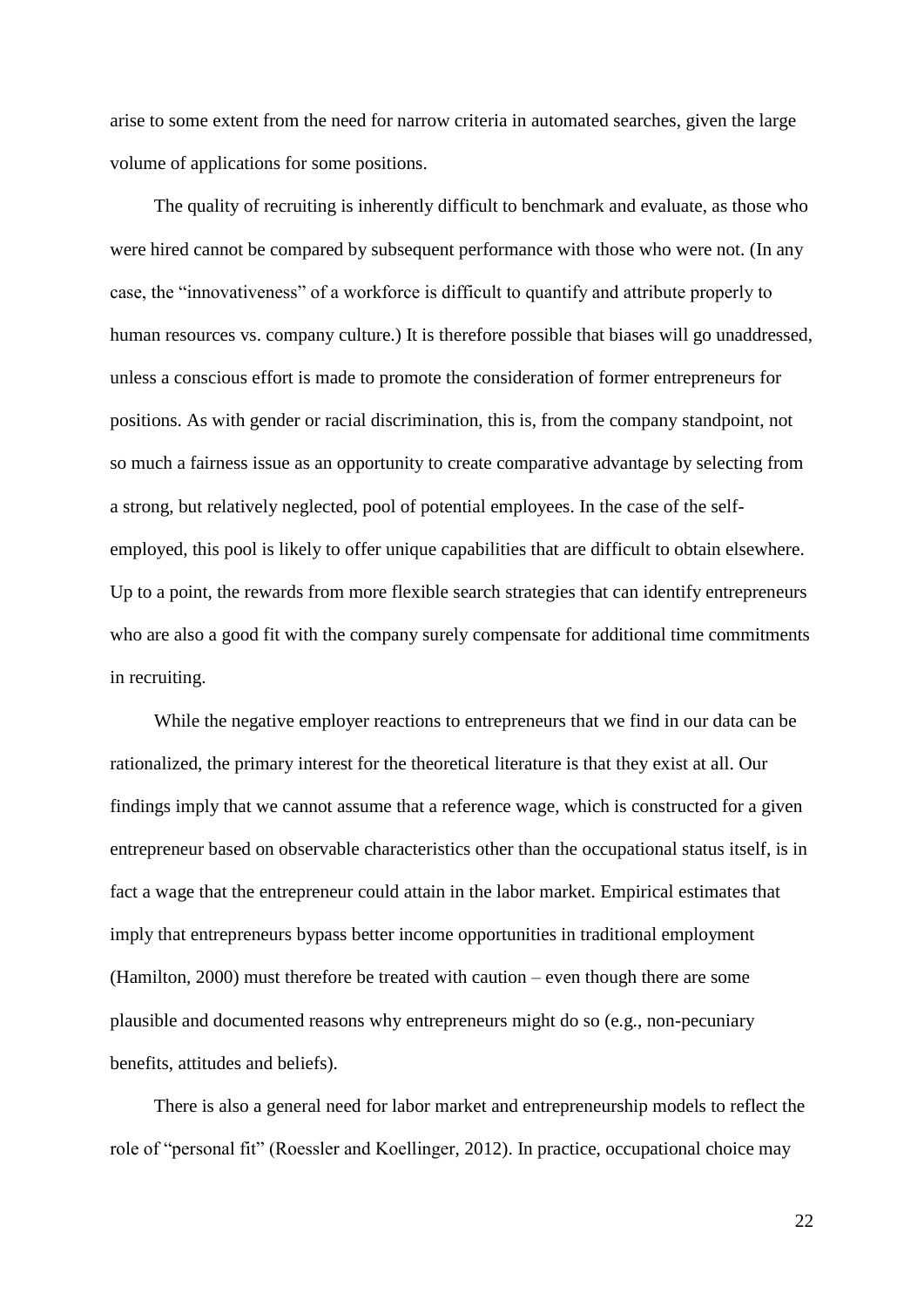arise to some extent from the need for narrow criteria in automated searches, given the large volume of applications for some positions.

The quality of recruiting is inherently difficult to benchmark and evaluate, as those who were hired cannot be compared by subsequent performance with those who were not. (In any case, the "innovativeness" of a workforce is difficult to quantify and attribute properly to human resources vs. company culture.) It is therefore possible that biases will go unaddressed, unless a conscious effort is made to promote the consideration of former entrepreneurs for positions. As with gender or racial discrimination, this is, from the company standpoint, not so much a fairness issue as an opportunity to create comparative advantage by selecting from a strong, but relatively neglected, pool of potential employees. In the case of the self-employed, this pool is likely to offer unique capabilities that are difficult to obtain elsewhere. Up to a point, the rewards from more flexible search strategies that can identify entrepreneurs who are also a good fit with the company surely compensate for additional time commitments in recruiting.

While the negative employer reactions to entrepreneurs that we find in our data can be rationalized, the primary interest for the theoretical literature is that they exist at all. Our findings imply that we cannot assume that a reference wage, which is constructed for a given entrepreneur based on observable characteristics other than the occupational status itself, is in fact a wage that the entrepreneur could attain in the labor market. Empirical estimates that imply that entrepreneurs bypass better income opportunities in traditional employment (Hamilton, 2000) must therefore be treated with caution – even though there are some plausible and documented reasons why entrepreneurs might do so (e.g., non-pecuniary benefits, attitudes and beliefs).

There is also a general need for labor market and entrepreneurship models to reflect the role of "personal fit" (Roessler and Koellinger, 2012). In practice, occupational choice may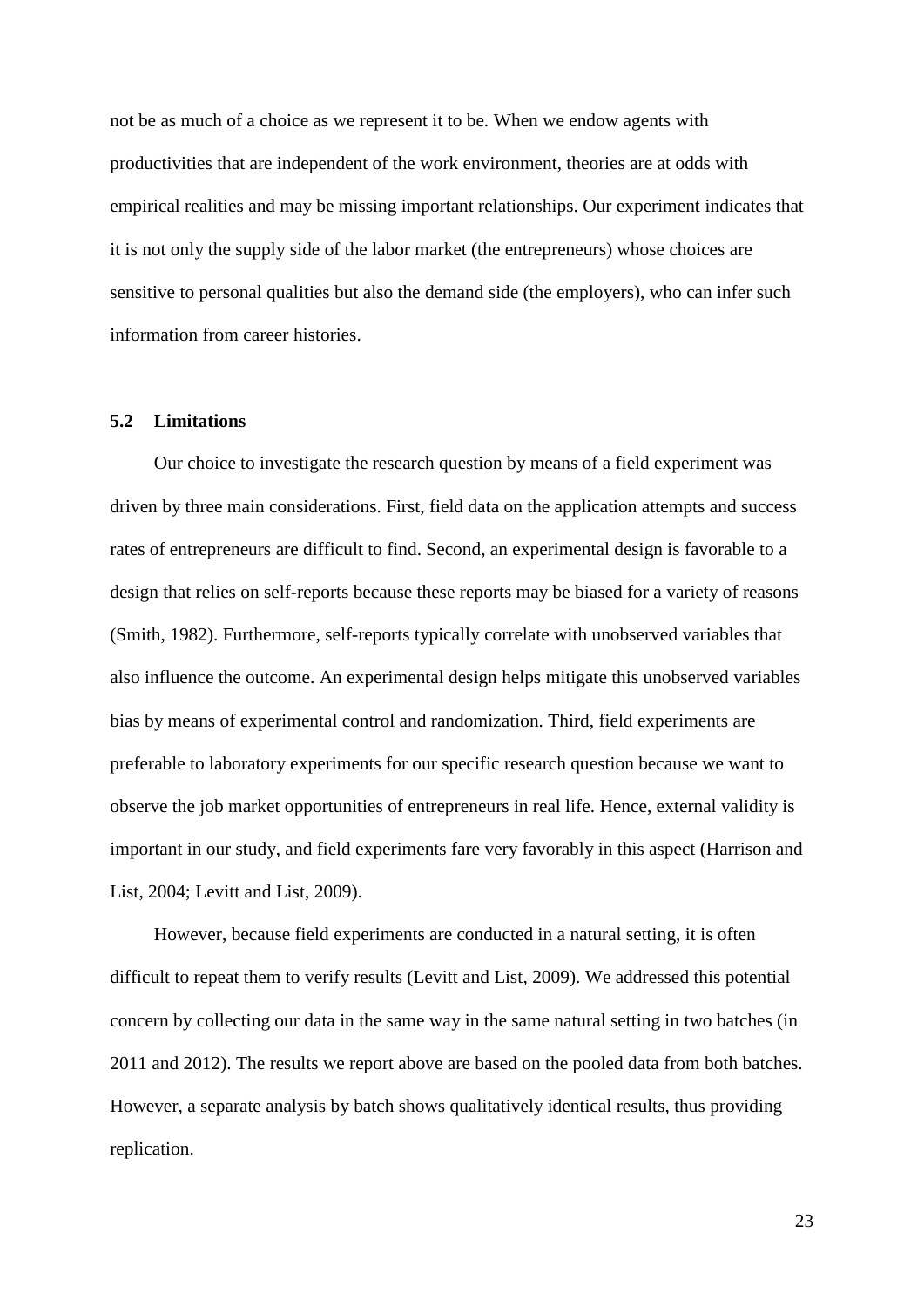not be as much of a choice as we represent it to be. When we endow agents with productivities that are independent of the work environment, theories are at odds with empirical realities and may be missing important relationships. Our experiment indicates that it is not only the supply side of the labor market (the entrepreneurs) whose choices are sensitive to personal qualities but also the demand side (the employers), who can infer such information from career histories.

### 5.2 Limitations

Our choice to investigate the research question by means of a field experiment was driven by three main considerations. First, field data on the application attempts and success rates of entrepreneurs are difficult to find. Second, an experimental design is favorable to a design that relies on self-reports because these reports may be biased for a variety of reasons (Smith, 1982). Furthermore, self-reports typically correlate with unobserved variables that also influence the outcome. An experimental design helps mitigate this unobserved variables bias by means of experimental control and randomization. Third, field experiments are preferable to laboratory experiments for our specific research question because we want to observe the job market opportunities of entrepreneurs in real life. Hence, external validity is important in our study, and field experiments fare very favorably in this aspect (Harrison and List, 2004; Levitt and List, 2009).

However, because field experiments are conducted in a natural setting, it is often difficult to repeat them to verify results (Levitt and List, 2009). We addressed this potential concern by collecting our data in the same way in the same natural setting in two batches (in 2011 and 2012). The results we report above are based on the pooled data from both batches. However, a separate analysis by batch shows qualitatively identical results, thus providing replication.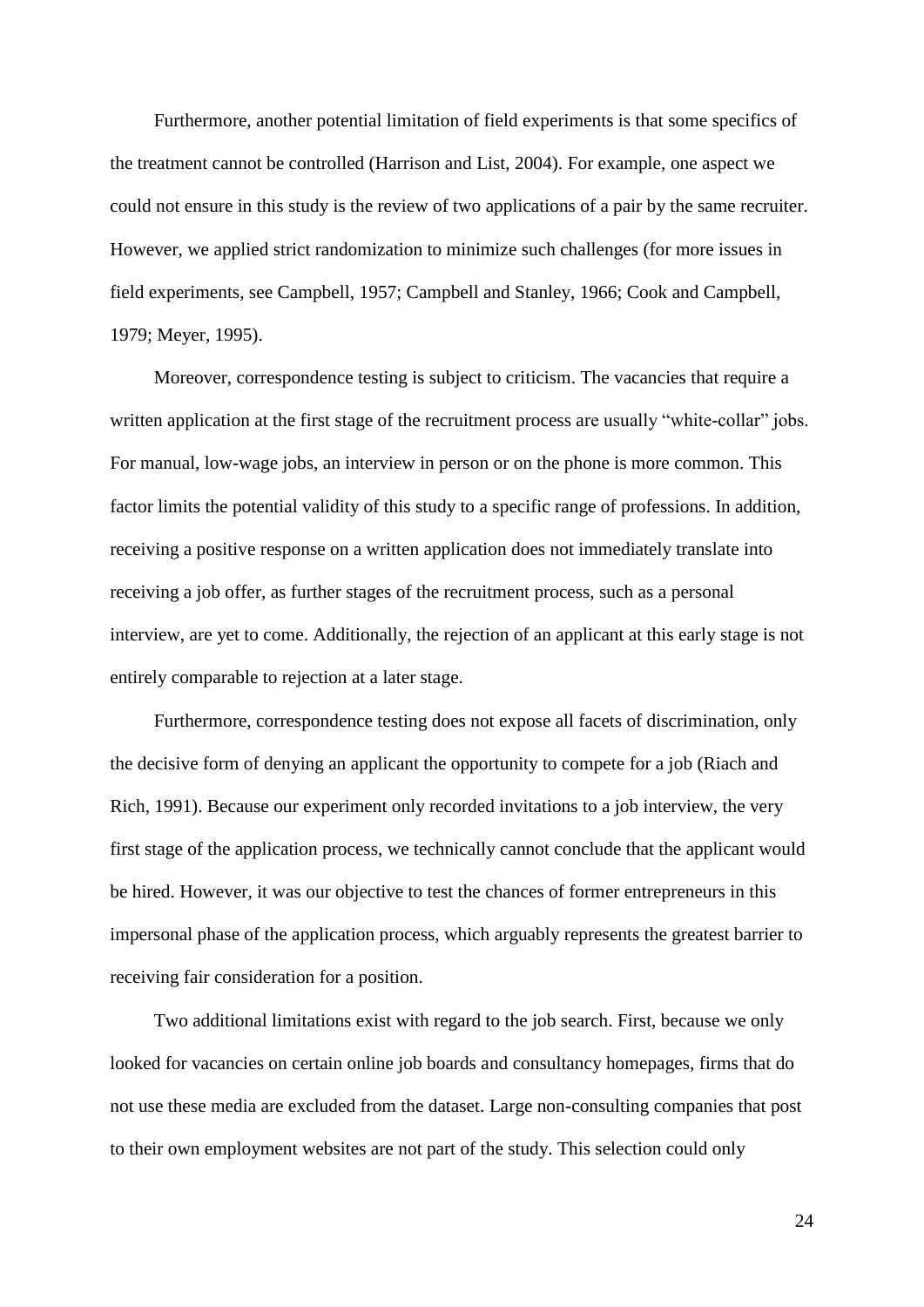Furthermore, another potential limitation of field experiments is that some specifics of the treatment cannot be controlled (Harrison and List, 2004). For example, one aspect we could not ensure in this study is the review of two applications of a pair by the same recruiter. However, we applied strict randomization to minimize such challenges (for more issues in field experiments, see Campbell, 1957; Campbell and Stanley, 1966; Cook and Campbell, 1979; Meyer, 1995).

Moreover, correspondence testing is subject to criticism. The vacancies that require a written application at the first stage of the recruitment process are usually "white-collar" jobs. For manual, low-wage jobs, an interview in person or on the phone is more common. This factor limits the potential validity of this study to a specific range of professions. In addition, receiving a positive response on a written application does not immediately translate into receiving a job offer, as further stages of the recruitment process, such as a personal interview, are yet to come. Additionally, the rejection of an applicant at this early stage is not entirely comparable to rejection at a later stage.

Furthermore, correspondence testing does not expose all facets of discrimination, only the decisive form of denying an applicant the opportunity to compete for a job (Riach and Rich, 1991). Because our experiment only recorded invitations to a job interview, the very first stage of the application process, we technically cannot conclude that the applicant would be hired. However, it was our objective to test the chances of former entrepreneurs in this impersonal phase of the application process, which arguably represents the greatest barrier to receiving fair consideration for a position.

Two additional limitations exist with regard to the job search. First, because we only looked for vacancies on certain online job boards and consultancy homepages, firms that do not use these media are excluded from the dataset. Large non-consulting companies that post to their own employment websites are not part of the study. This selection could only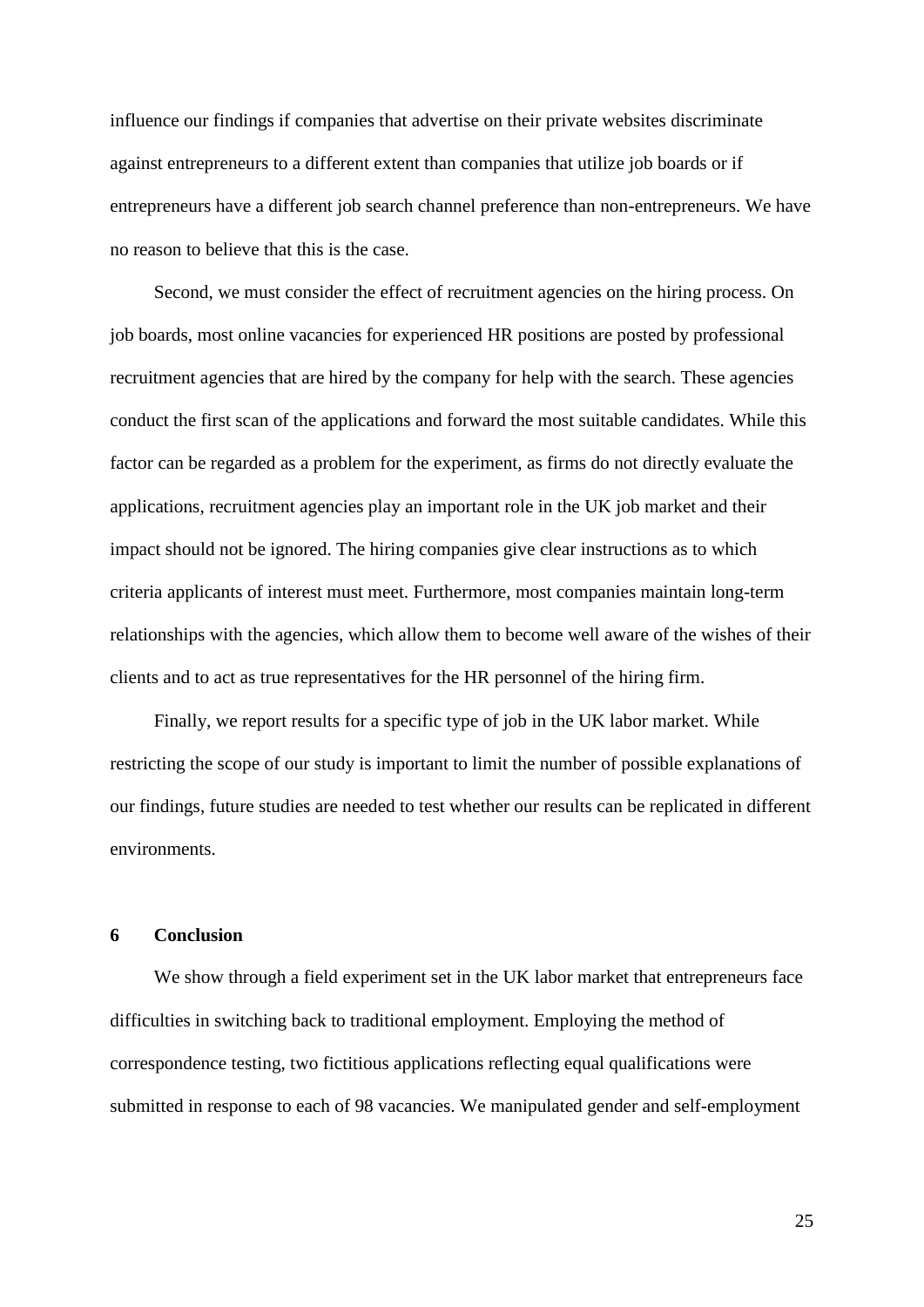influence our findings if companies that advertise on their private websites discriminate against entrepreneurs to a different extent than companies that utilize job boards or if entrepreneurs have a different job search channel preference than non-entrepreneurs. We have no reason to believe that this is the case.

Second, we must consider the effect of recruitment agencies on the hiring process. On job boards, most online vacancies for experienced HR positions are posted by professional recruitment agencies that are hired by the company for help with the search. These agencies conduct the first scan of the applications and forward the most suitable candidates. While this factor can be regarded as a problem for the experiment, as firms do not directly evaluate the applications, recruitment agencies play an important role in the UK job market and their impact should not be ignored. The hiring companies give clear instructions as to which criteria applicants of interest must meet. Furthermore, most companies maintain long-term relationships with the agencies, which allow them to become well aware of the wishes of their clients and to act as true representatives for the HR personnel of the hiring firm.

Finally, we report results for a specific type of job in the UK labor market. While restricting the scope of our study is important to limit the number of possible explanations of our findings, future studies are needed to test whether our results can be replicated in different environments.

## 6 Conclusion

We show through a field experiment set in the UK labor market that entrepreneurs face difficulties in switching back to traditional employment. Employing the method of correspondence testing, two fictitious applications reflecting equal qualifications were submitted in response to each of 98 vacancies. We manipulated gender and self-employment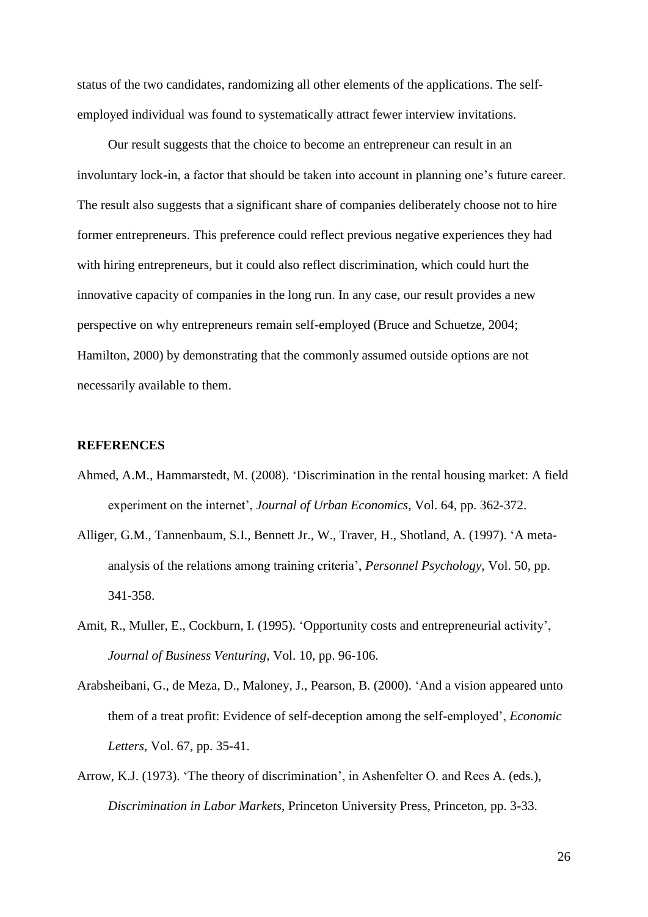status of the two candidates, randomizing all other elements of the applications. The self-employed individual was found to systematically attract fewer interview invitations.

Our result suggests that the choice to become an entrepreneur can result in an involuntary lock-in, a factor that should be taken into account in planning one's future career. The result also suggests that a significant share of companies deliberately choose not to hire former entrepreneurs. This preference could reflect previous negative experiences they had with hiring entrepreneurs, but it could also reflect discrimination, which could hurt the innovative capacity of companies in the long run. In any case, our result provides a new perspective on why entrepreneurs remain self-employed (Bruce and Schuetze, 2004; Hamilton, 2000) by demonstrating that the commonly assumed outside options are not necessarily available to them.

## REFERENCES

Ahmed, A.M., Hammarstedt, M. (2008). 'Discrimination in the rental housing market: A field experiment on the internet', *Journal of Urban Economics*, Vol. 64, pp. 362-372.

Alliger, G.M., Tannenbaum, S.I., Bennett Jr., W., Traver, H., Shotland, A. (1997). 'A meta-analysis of the relations among training criteria', *Personnel Psychology*, Vol. 50, pp. 341-358.

Amit, R., Muller, E., Cockburn, I. (1995). 'Opportunity costs and entrepreneurial activity', *Journal of Business Venturing*, Vol. 10, pp. 96-106.

Arabsheibani, G., de Meza, D., Maloney, J., Pearson, B. (2000). 'And a vision appeared unto them of a treat profit: Evidence of self-deception among the self-employed', *Economic Letters*, Vol. 67, pp. 35-41.

Arrow, K.J. (1973). 'The theory of discrimination', in Ashenfelter O. and Rees A. (eds.), *Discrimination in Labor Markets*, Princeton University Press, Princeton, pp. 3-33.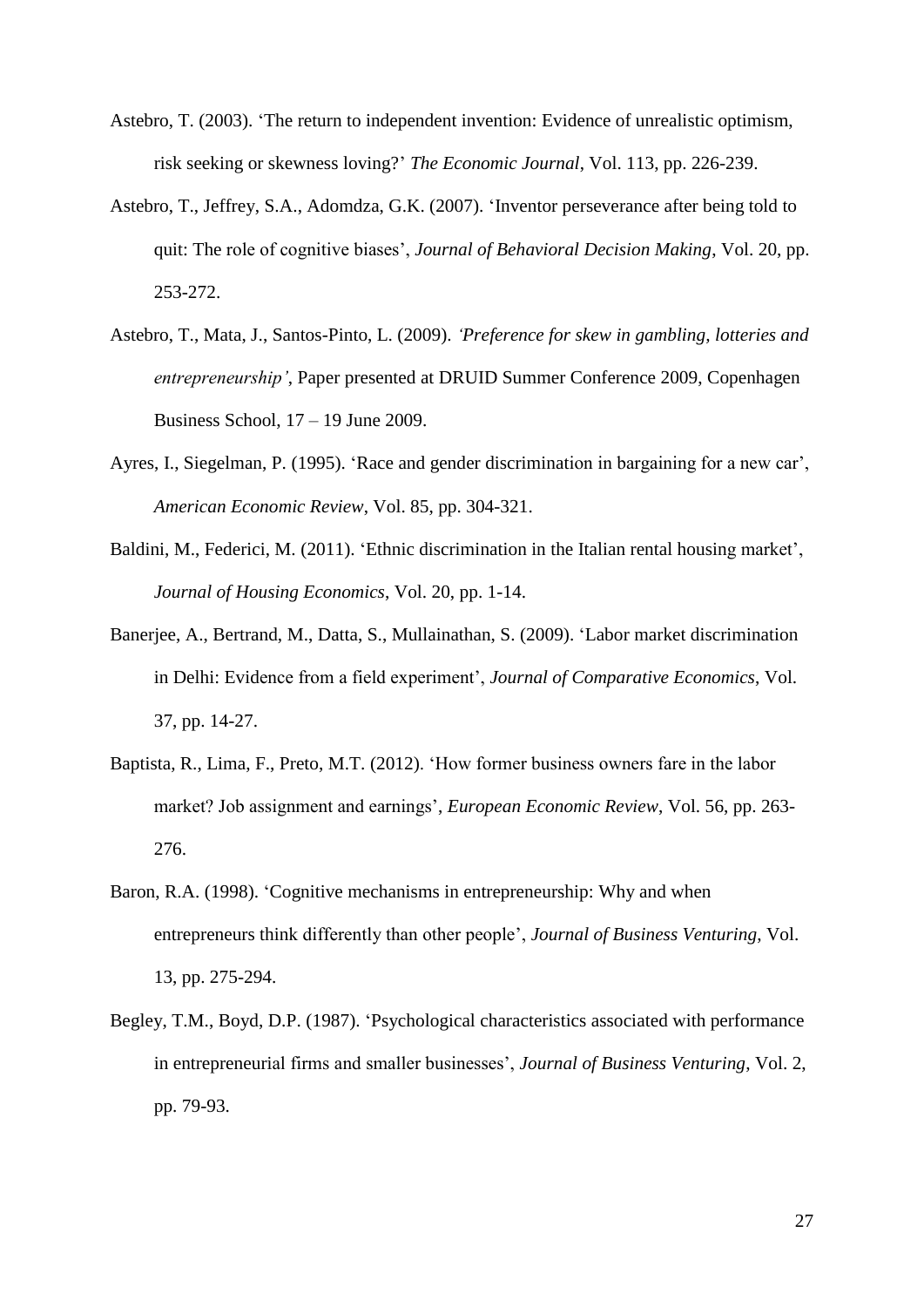Astebro, T. (2003). 'The return to independent invention: Evidence of unrealistic optimism, risk seeking or skewness loving?' *The Economic Journal*, Vol. 113, pp. 226-239.

Astebro, T., Jeffrey, S.A., Adomdza, G.K. (2007). 'Inventor perseverance after being told to quit: The role of cognitive biases', *Journal of Behavioral Decision Making*, Vol. 20, pp. 253-272.

Astebro, T., Mata, J., Santos-Pinto, L. (2009). *'Preference for skew in gambling, lotteries and entrepreneurship'*, Paper presented at DRUID Summer Conference 2009, Copenhagen Business School, 17 – 19 June 2009.

Ayres, I., Siegelman, P. (1995). 'Race and gender discrimination in bargaining for a new car', *American Economic Review*, Vol. 85, pp. 304-321.

Baldini, M., Federici, M. (2011). 'Ethnic discrimination in the Italian rental housing market', *Journal of Housing Economics*, Vol. 20, pp. 1-14.

Banerjee, A., Bertrand, M., Datta, S., Mullainathan, S. (2009). 'Labor market discrimination in Delhi: Evidence from a field experiment', *Journal of Comparative Economics*, Vol. 37, pp. 14-27.

Baptista, R., Lima, F., Preto, M.T. (2012). 'How former business owners fare in the labor market? Job assignment and earnings', *European Economic Review*, Vol. 56, pp. 263-276.

Baron, R.A. (1998). 'Cognitive mechanisms in entrepreneurship: Why and when entrepreneurs think differently than other people', *Journal of Business Venturing*, Vol. 13, pp. 275-294.

Begley, T.M., Boyd, D.P. (1987). 'Psychological characteristics associated with performance in entrepreneurial firms and smaller businesses', *Journal of Business Venturing*, Vol. 2, pp. 79-93.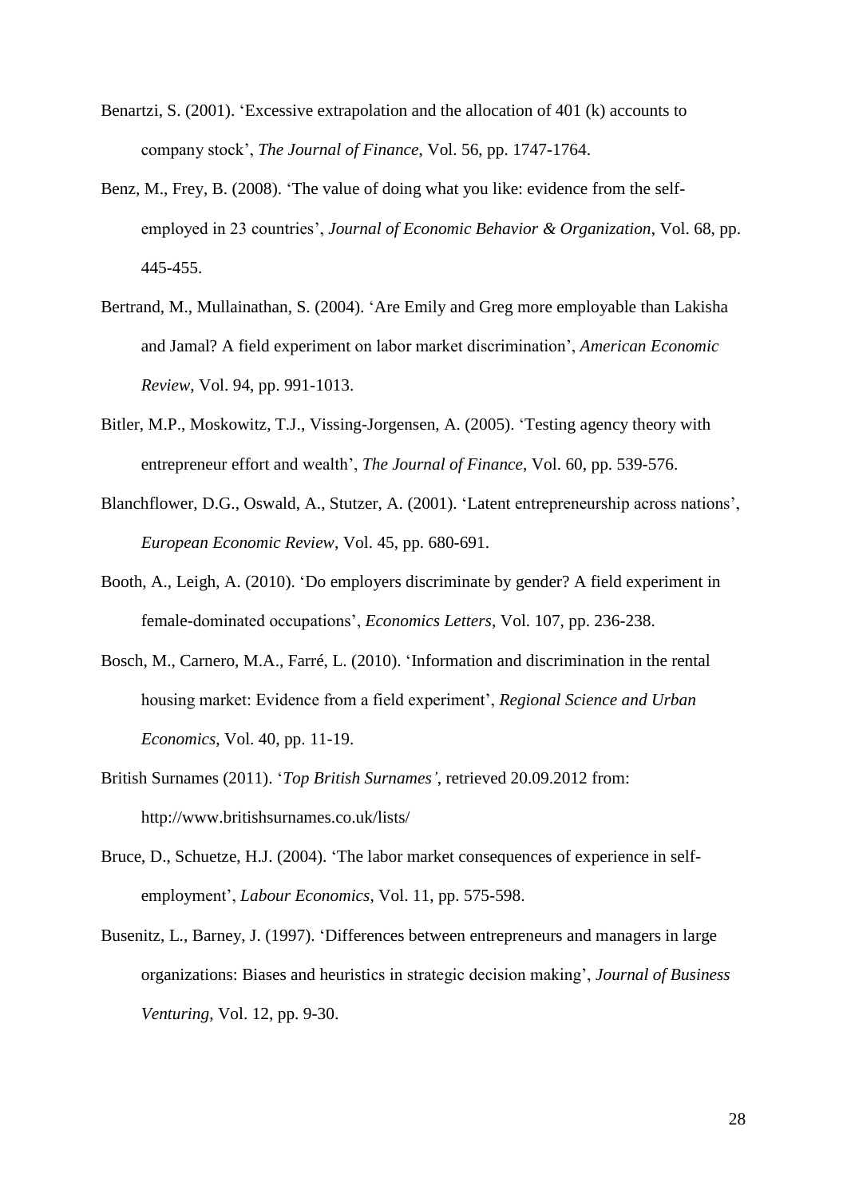Benartzi, S. (2001). 'Excessive extrapolation and the allocation of 401 (k) accounts to company stock', *The Journal of Finance*, Vol. 56, pp. 1747-1764.

Benz, M., Frey, B. (2008). 'The value of doing what you like: evidence from the self-employed in 23 countries', *Journal of Economic Behavior & Organization*, Vol. 68, pp. 445-455.

Bertrand, M., Mullainathan, S. (2004). 'Are Emily and Greg more employable than Lakisha and Jamal? A field experiment on labor market discrimination', *American Economic Review*, Vol. 94, pp. 991-1013.

Bitler, M.P., Moskowitz, T.J., Vissing-Jorgensen, A. (2005). 'Testing agency theory with entrepreneur effort and wealth', *The Journal of Finance*, Vol. 60, pp. 539-576.

Blanchflower, D.G., Oswald, A., Stutzer, A. (2001). 'Latent entrepreneurship across nations', *European Economic Review*, Vol. 45, pp. 680-691.

Booth, A., Leigh, A. (2010). 'Do employers discriminate by gender? A field experiment in female-dominated occupations', *Economics Letters*, Vol. 107, pp. 236-238.

Bosch, M., Carnero, M.A., Farré, L. (2010). 'Information and discrimination in the rental housing market: Evidence from a field experiment', *Regional Science and Urban Economics*, Vol. 40, pp. 11-19.

British Surnames (2011). '*Top British Surnames'*, retrieved 20.09.2012 from: http://www.britishsurnames.co.uk/lists/

Bruce, D., Schuetze, H.J. (2004). 'The labor market consequences of experience in self-employment', *Labour Economics*, Vol. 11, pp. 575-598.

Busenitz, L., Barney, J. (1997). 'Differences between entrepreneurs and managers in large organizations: Biases and heuristics in strategic decision making', *Journal of Business Venturing*, Vol. 12, pp. 9-30.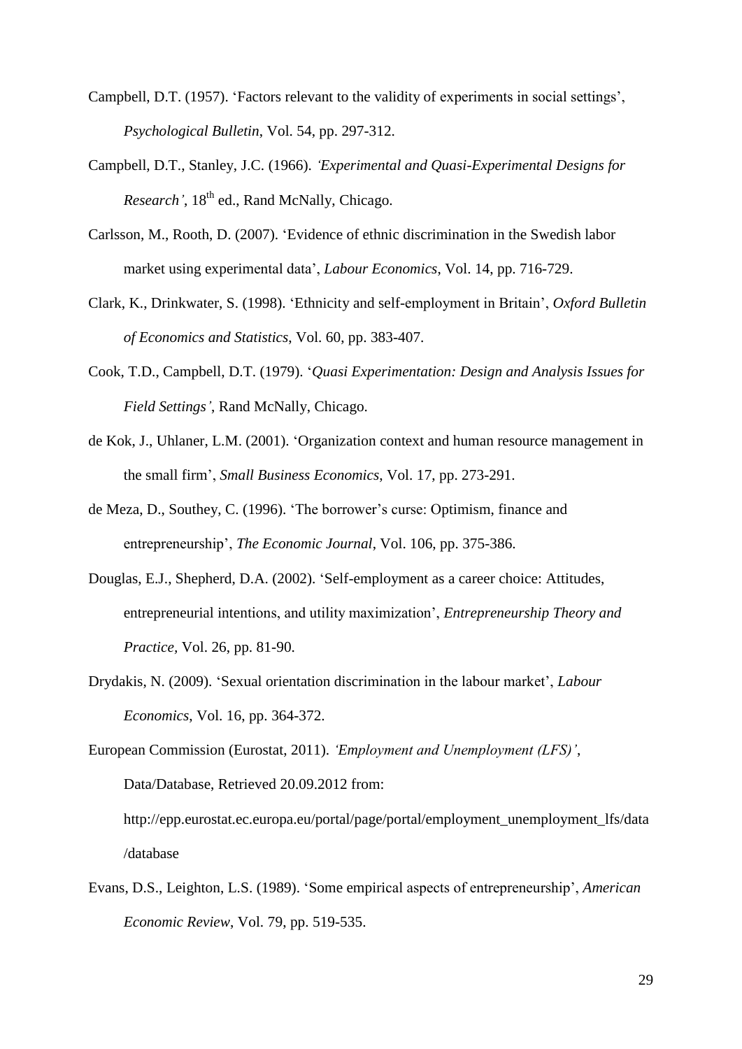Campbell, D.T. (1957). 'Factors relevant to the validity of experiments in social settings', *Psychological Bulletin*, Vol. 54, pp. 297-312.

Campbell, D.T., Stanley, J.C. (1966). *'Experimental and Quasi-Experimental Designs for Research'*, 18th ed., Rand McNally, Chicago.

Carlsson, M., Rooth, D. (2007). 'Evidence of ethnic discrimination in the Swedish labor market using experimental data', *Labour Economics*, Vol. 14, pp. 716-729.

Clark, K., Drinkwater, S. (1998). 'Ethnicity and self-employment in Britain', *Oxford Bulletin of Economics and Statistics*, Vol. 60, pp. 383-407.

Cook, T.D., Campbell, D.T. (1979). '*Quasi Experimentation: Design and Analysis Issues for Field Settings'*, Rand McNally, Chicago.

de Kok, J., Uhlaner, L.M. (2001). 'Organization context and human resource management in the small firm', *Small Business Economics*, Vol. 17, pp. 273-291.

de Meza, D., Southey, C. (1996). 'The borrower's curse: Optimism, finance and entrepreneurship', *The Economic Journal*, Vol. 106, pp. 375-386.

Douglas, E.J., Shepherd, D.A. (2002). 'Self-employment as a career choice: Attitudes, entrepreneurial intentions, and utility maximization', *Entrepreneurship Theory and Practice*, Vol. 26, pp. 81-90.

Drydakis, N. (2009). 'Sexual orientation discrimination in the labour market', *Labour Economics*, Vol. 16, pp. 364-372.

European Commission (Eurostat, 2011). *'Employment and Unemployment (LFS)'*, Data/Database, Retrieved 20.09.2012 from: http://epp.eurostat.ec.europa.eu/portal/page/portal/employment_unemployment_lfs/data/database

Evans, D.S., Leighton, L.S. (1989). 'Some empirical aspects of entrepreneurship', *American Economic Review*, Vol. 79, pp. 519-535.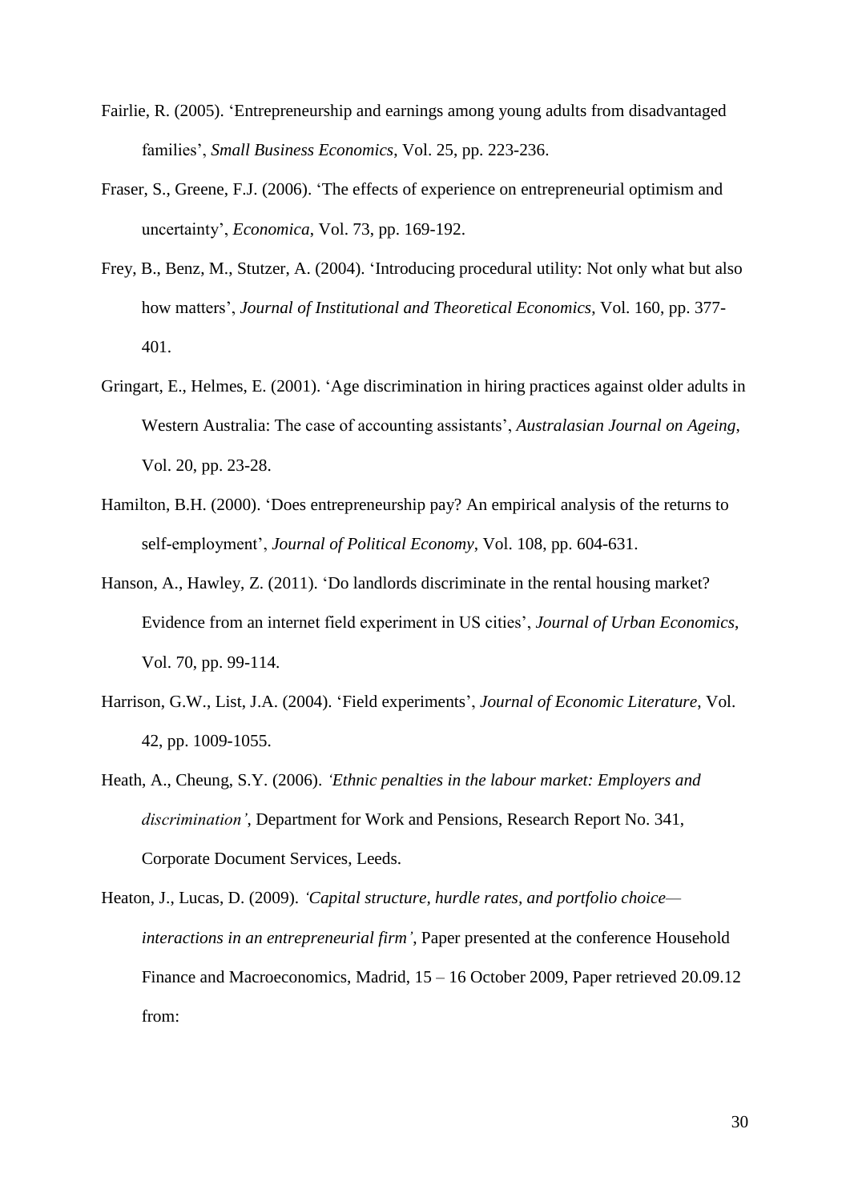Fairlie, R. (2005). 'Entrepreneurship and earnings among young adults from disadvantaged families', *Small Business Economics*, Vol. 25, pp. 223-236.

Fraser, S., Greene, F.J. (2006). 'The effects of experience on entrepreneurial optimism and uncertainty', *Economica*, Vol. 73, pp. 169-192.

Frey, B., Benz, M., Stutzer, A. (2004). 'Introducing procedural utility: Not only what but also how matters', *Journal of Institutional and Theoretical Economics*, Vol. 160, pp. 377-401.

Gringart, E., Helmes, E. (2001). 'Age discrimination in hiring practices against older adults in Western Australia: The case of accounting assistants', *Australasian Journal on Ageing*, Vol. 20, pp. 23-28.

Hamilton, B.H. (2000). 'Does entrepreneurship pay? An empirical analysis of the returns to self-employment', *Journal of Political Economy*, Vol. 108, pp. 604-631.

Hanson, A., Hawley, Z. (2011). 'Do landlords discriminate in the rental housing market? Evidence from an internet field experiment in US cities', *Journal of Urban Economics*, Vol. 70, pp. 99-114.

Harrison, G.W., List, J.A. (2004). 'Field experiments', *Journal of Economic Literature*, Vol. 42, pp. 1009-1055.

Heath, A., Cheung, S.Y. (2006). *'Ethnic penalties in the labour market: Employers and discrimination'*, Department for Work and Pensions, Research Report No. 341, Corporate Document Services, Leeds.

Heaton, J., Lucas, D. (2009). *'Capital structure, hurdle rates, and portfolio choice—interactions in an entrepreneurial firm'*, Paper presented at the conference Household Finance and Macroeconomics, Madrid, 15 – 16 October 2009, Paper retrieved 20.09.12 from: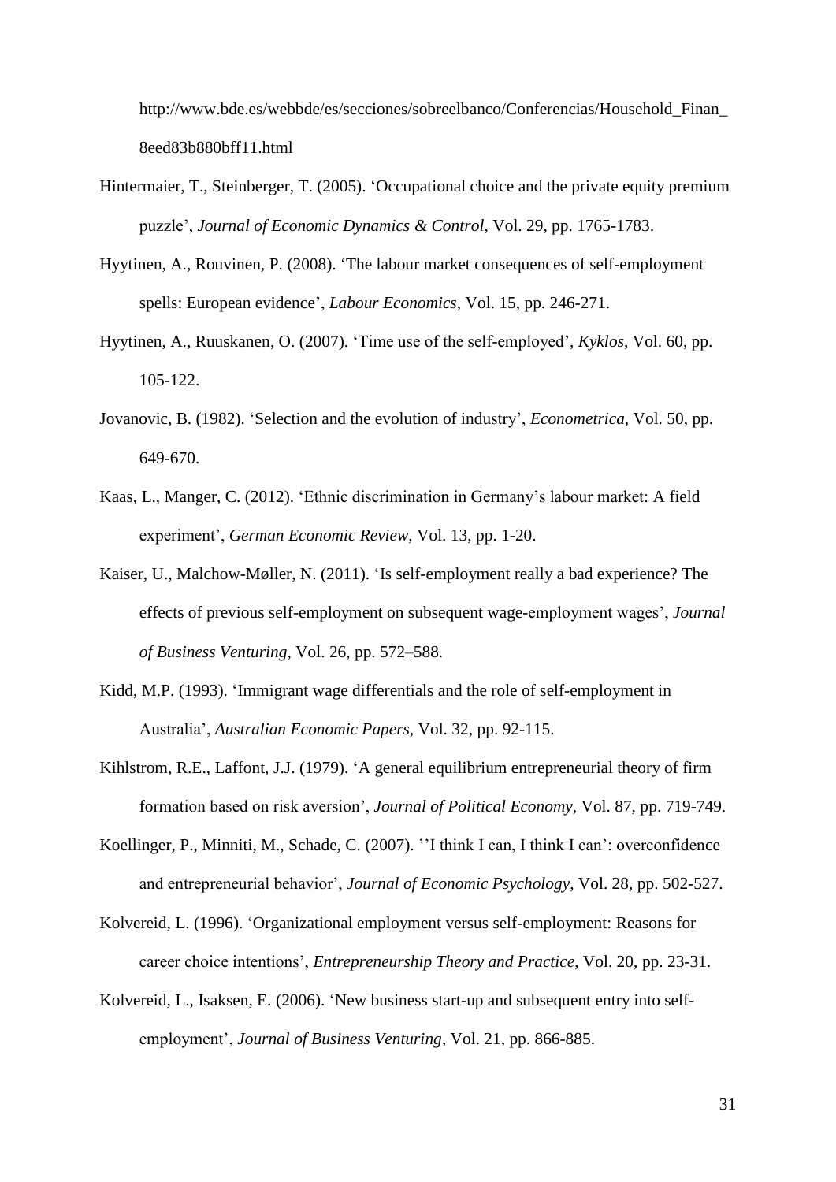http://www.bde.es/webbde/es/secciones/sobreelbanco/Conferencias/Household_Finan_8eed83b880bff11.html

Hintermaier, T., Steinberger, T. (2005). 'Occupational choice and the private equity premium puzzle', *Journal of Economic Dynamics & Control*, Vol. 29, pp. 1765-1783.

Hyytinen, A., Rouvinen, P. (2008). 'The labour market consequences of self-employment spells: European evidence', *Labour Economics*, Vol. 15, pp. 246-271.

Hyytinen, A., Ruuskanen, O. (2007). 'Time use of the self-employed', *Kyklos*, Vol. 60, pp. 105-122.

Jovanovic, B. (1982). 'Selection and the evolution of industry', *Econometrica*, Vol. 50, pp. 649-670.

Kaas, L., Manger, C. (2012). 'Ethnic discrimination in Germany's labour market: A field experiment', *German Economic Review*, Vol. 13, pp. 1-20.

Kaiser, U., Malchow-Møller, N. (2011). 'Is self-employment really a bad experience? The effects of previous self-employment on subsequent wage-employment wages', *Journal of Business Venturing*, Vol. 26, pp. 572–588.

Kidd, M.P. (1993). 'Immigrant wage differentials and the role of self-employment in Australia', *Australian Economic Papers*, Vol. 32, pp. 92-115.

Kihlstrom, R.E., Laffont, J.J. (1979). 'A general equilibrium entrepreneurial theory of firm formation based on risk aversion', *Journal of Political Economy*, Vol. 87, pp. 719-749.

Koellinger, P., Minniti, M., Schade, C. (2007). ''I think I can, I think I can': overconfidence and entrepreneurial behavior', *Journal of Economic Psychology*, Vol. 28, pp. 502-527.

Kolvereid, L. (1996). 'Organizational employment versus self-employment: Reasons for career choice intentions', *Entrepreneurship Theory and Practice*, Vol. 20, pp. 23-31.

Kolvereid, L., Isaksen, E. (2006). 'New business start-up and subsequent entry into self-employment', *Journal of Business Venturing*, Vol. 21, pp. 866-885.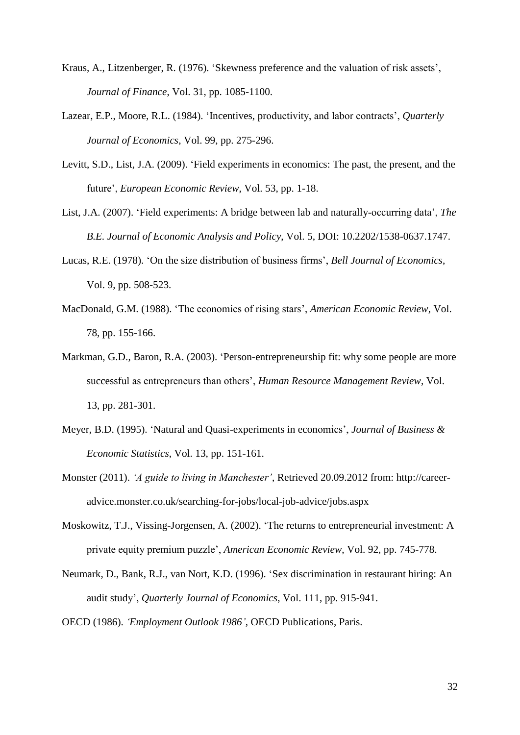Kraus, A., Litzenberger, R. (1976). 'Skewness preference and the valuation of risk assets', *Journal of Finance*, Vol. 31, pp. 1085-1100.

Lazear, E.P., Moore, R.L. (1984). 'Incentives, productivity, and labor contracts', *Quarterly Journal of Economics*, Vol. 99, pp. 275-296.

Levitt, S.D., List, J.A. (2009). 'Field experiments in economics: The past, the present, and the future', *European Economic Review*, Vol. 53, pp. 1-18.

List, J.A. (2007). 'Field experiments: A bridge between lab and naturally-occurring data', *The B.E. Journal of Economic Analysis and Policy*, Vol. 5, DOI: 10.2202/1538-0637.1747.

Lucas, R.E. (1978). 'On the size distribution of business firms', *Bell Journal of Economics*, Vol. 9, pp. 508-523.

MacDonald, G.M. (1988). 'The economics of rising stars', *American Economic Review*, Vol. 78, pp. 155-166.

Markman, G.D., Baron, R.A. (2003). 'Person-entrepreneurship fit: why some people are more successful as entrepreneurs than others', *Human Resource Management Review*, Vol. 13, pp. 281-301.

Meyer, B.D. (1995). 'Natural and Quasi-experiments in economics', *Journal of Business & Economic Statistics*, Vol. 13, pp. 151-161.

Monster (2011). *'A guide to living in Manchester'*, Retrieved 20.09.2012 from: http://career-advice.monster.co.uk/searching-for-jobs/local-job-advice/jobs.aspx

Moskowitz, T.J., Vissing-Jorgensen, A. (2002). 'The returns to entrepreneurial investment: A private equity premium puzzle', *American Economic Review*, Vol. 92, pp. 745-778.

Neumark, D., Bank, R.J., van Nort, K.D. (1996). 'Sex discrimination in restaurant hiring: An audit study', *Quarterly Journal of Economics*, Vol. 111, pp. 915-941.

OECD (1986). *'Employment Outlook 1986'*, OECD Publications, Paris.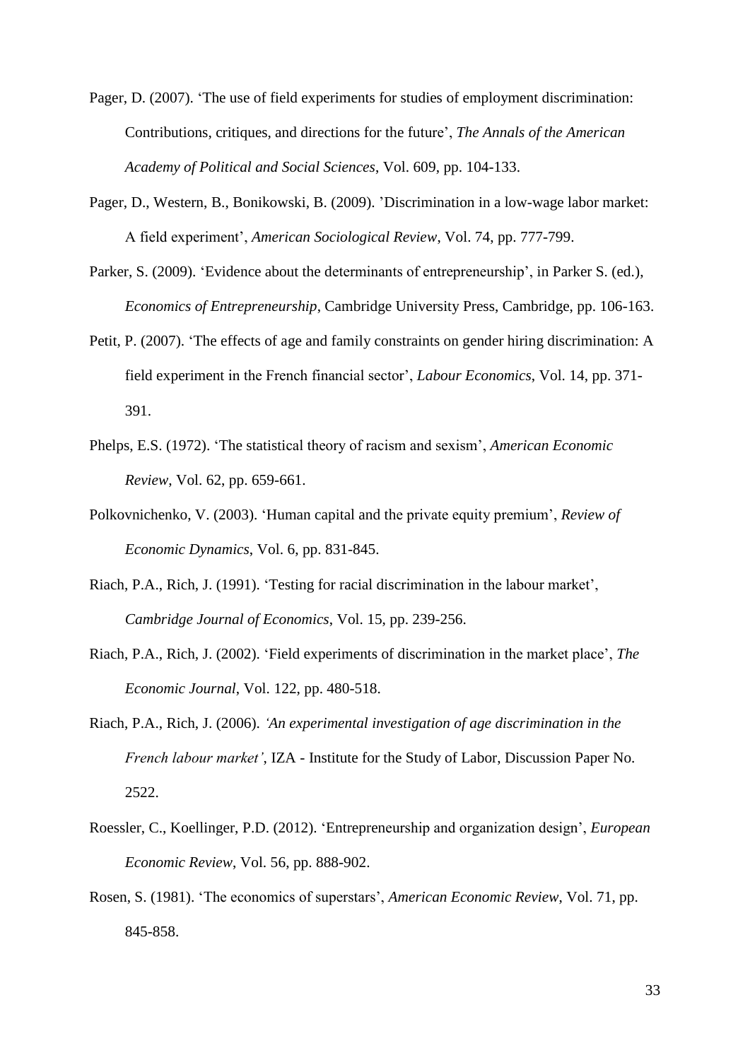Pager, D. (2007). 'The use of field experiments for studies of employment discrimination: Contributions, critiques, and directions for the future', *The Annals of the American Academy of Political and Social Sciences*, Vol. 609, pp. 104-133.

Pager, D., Western, B., Bonikowski, B. (2009). 'Discrimination in a low-wage labor market: A field experiment', *American Sociological Review*, Vol. 74, pp. 777-799.

Parker, S. (2009). 'Evidence about the determinants of entrepreneurship', in Parker S. (ed.), *Economics of Entrepreneurship*, Cambridge University Press, Cambridge, pp. 106-163.

Petit, P. (2007). 'The effects of age and family constraints on gender hiring discrimination: A field experiment in the French financial sector', *Labour Economics*, Vol. 14, pp. 371-391.

Phelps, E.S. (1972). 'The statistical theory of racism and sexism', *American Economic Review*, Vol. 62, pp. 659-661.

Polkovnichenko, V. (2003). 'Human capital and the private equity premium', *Review of Economic Dynamics*, Vol. 6, pp. 831-845.

Riach, P.A., Rich, J. (1991). 'Testing for racial discrimination in the labour market', *Cambridge Journal of Economics*, Vol. 15, pp. 239-256.

Riach, P.A., Rich, J. (2002). 'Field experiments of discrimination in the market place', *The Economic Journal*, Vol. 122, pp. 480-518.

Riach, P.A., Rich, J. (2006). *'An experimental investigation of age discrimination in the French labour market'*, IZA - Institute for the Study of Labor, Discussion Paper No. 2522.

Roessler, C., Koellinger, P.D. (2012). 'Entrepreneurship and organization design', *European Economic Review*, Vol. 56, pp. 888-902.

Rosen, S. (1981). 'The economics of superstars', *American Economic Review*, Vol. 71, pp. 845-858.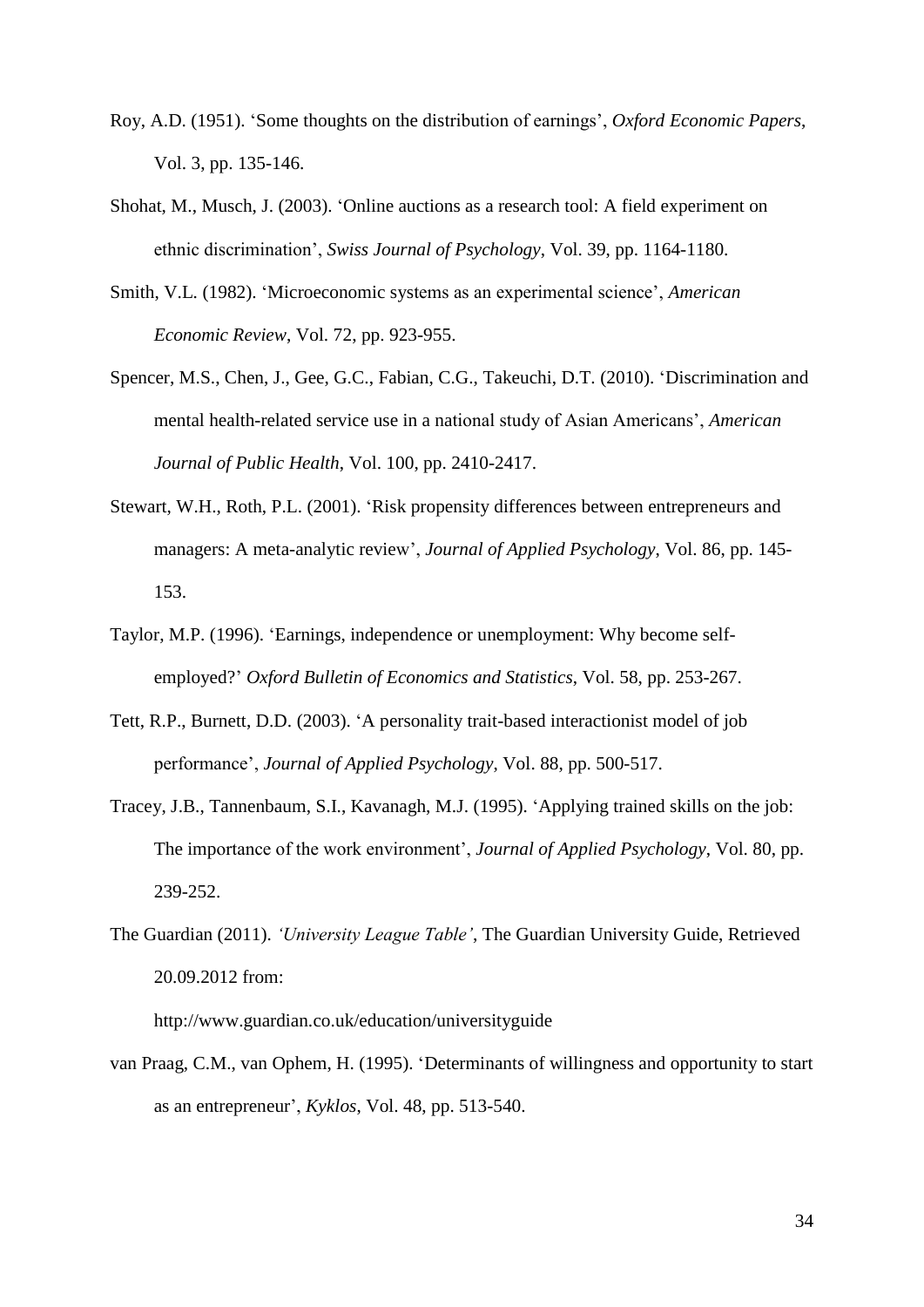Roy, A.D. (1951). 'Some thoughts on the distribution of earnings', *Oxford Economic Papers*, Vol. 3, pp. 135-146.

Shohat, M., Musch, J. (2003). 'Online auctions as a research tool: A field experiment on ethnic discrimination', *Swiss Journal of Psychology*, Vol. 39, pp. 1164-1180.

Smith, V.L. (1982). 'Microeconomic systems as an experimental science', *American Economic Review*, Vol. 72, pp. 923-955.

Spencer, M.S., Chen, J., Gee, G.C., Fabian, C.G., Takeuchi, D.T. (2010). 'Discrimination and mental health-related service use in a national study of Asian Americans', *American Journal of Public Health*, Vol. 100, pp. 2410-2417.

Stewart, W.H., Roth, P.L. (2001). 'Risk propensity differences between entrepreneurs and managers: A meta-analytic review', *Journal of Applied Psychology*, Vol. 86, pp. 145-153.

Taylor, M.P. (1996). 'Earnings, independence or unemployment: Why become self-employed?' *Oxford Bulletin of Economics and Statistics*, Vol. 58, pp. 253-267.

Tett, R.P., Burnett, D.D. (2003). 'A personality trait-based interactionist model of job performance', *Journal of Applied Psychology*, Vol. 88, pp. 500-517.

Tracey, J.B., Tannenbaum, S.I., Kavanagh, M.J. (1995). 'Applying trained skills on the job: The importance of the work environment', *Journal of Applied Psychology*, Vol. 80, pp. 239-252.

The Guardian (2011). *'University League Table'*, The Guardian University Guide, Retrieved 20.09.2012 from:

http://www.guardian.co.uk/education/universityguide

van Praag, C.M., van Ophem, H. (1995). 'Determinants of willingness and opportunity to start as an entrepreneur', *Kyklos*, Vol. 48, pp. 513-540.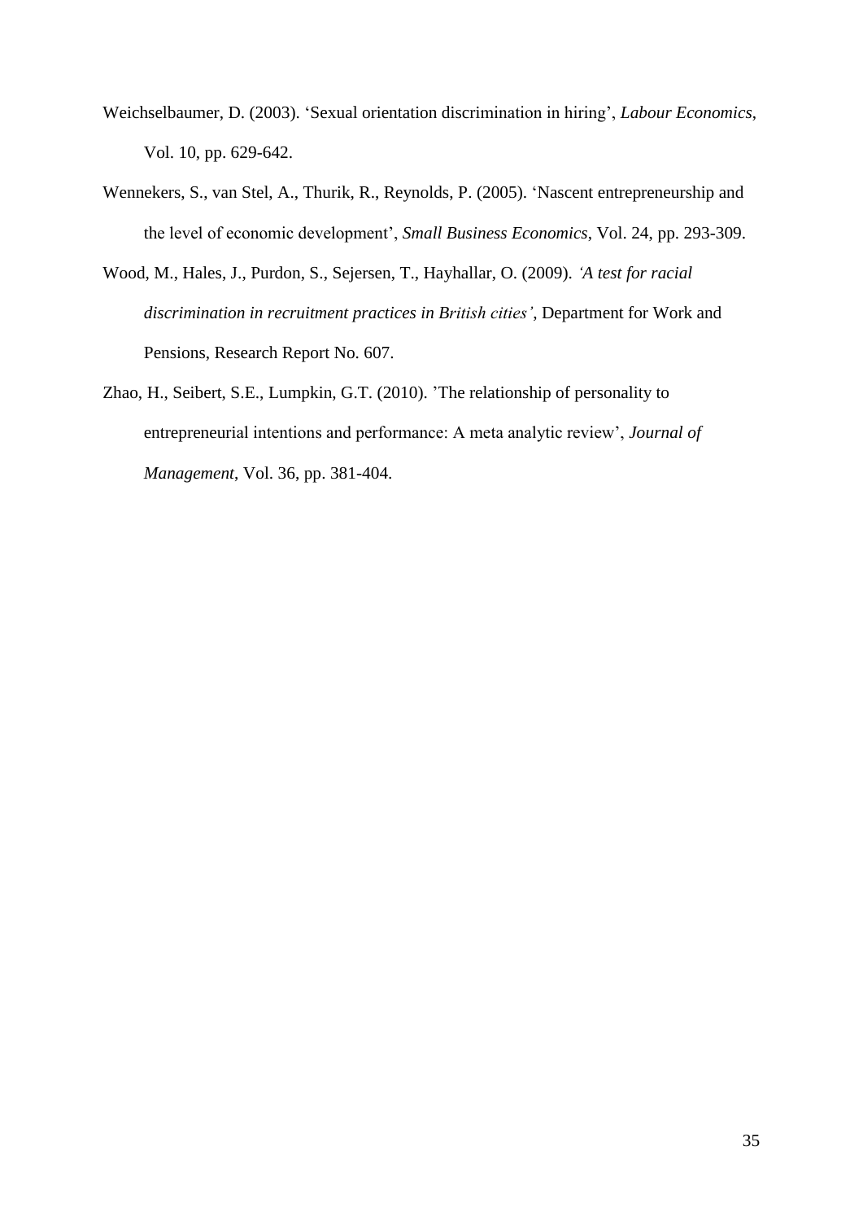Weichselbaumer, D. (2003). ‘Sexual orientation discrimination in hiring’, *Labour Economics*, Vol. 10, pp. 629-642.

Wennekers, S., van Stel, A., Thurik, R., Reynolds, P. (2005). ‘Nascent entrepreneurship and the level of economic development’, *Small Business Economics*, Vol. 24, pp. 293-309.

Wood, M., Hales, J., Purdon, S., Sejersen, T., Hayhallar, O. (2009). *‘A test for racial discrimination in recruitment practices in British cities’*, Department for Work and Pensions, Research Report No. 607.

Zhao, H., Seibert, S.E., Lumpkin, G.T. (2010). ’The relationship of personality to entrepreneurial intentions and performance: A meta analytic review’, *Journal of Management*, Vol. 36, pp. 381-404.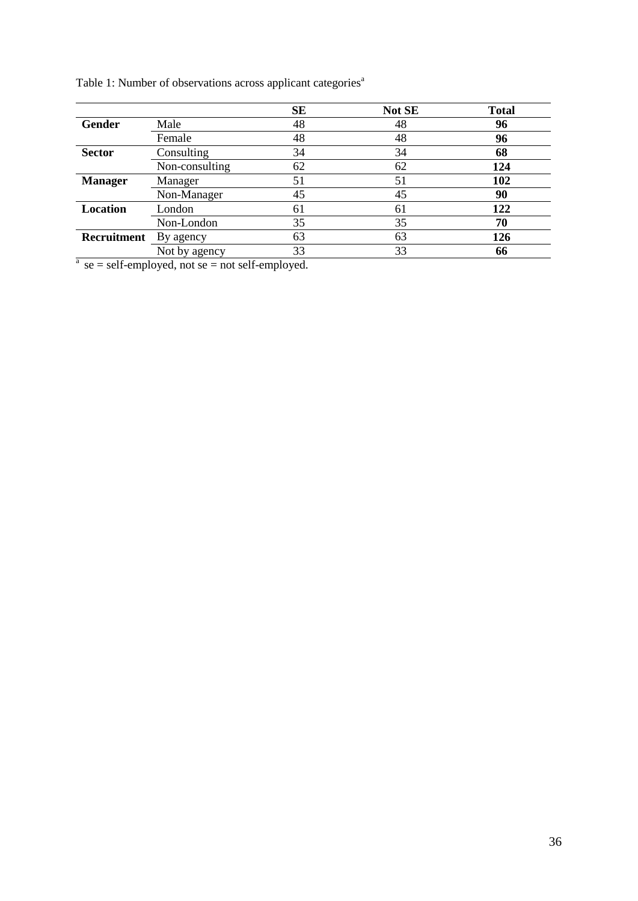Table 1: Number of observations across applicant categories[a]

| | | SE | Not SE | Total |
|---|---|---|---|---|
| **Gender** | Male | 48 | 48 | **96** |
| | Female | 48 | 48 | **96** |
| **Sector** | Consulting | 34 | 34 | **68** |
| | Non-consulting | 62 | 62 | **124** |
| **Manager** | Manager | 51 | 51 | **102** |
| | Non-Manager | 45 | 45 | **90** |
| **Location** | London | 61 | 61 | **122** |
| | Non-London | 35 | 35 | **70** |
| **Recruitment** | By agency | 63 | 63 | **126** |
| | Not by agency | 33 | 33 | **66** |

[a] se = self-employed, not se = not self-employed.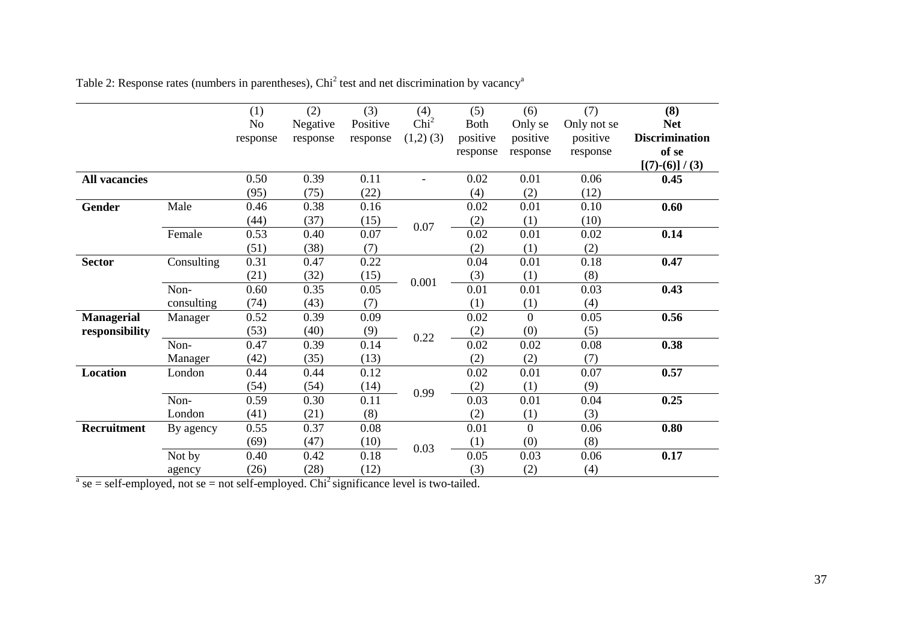Table 2: Response rates (numbers in parentheses), $Chi^2$ test and net discrimination by vacancy[a]

| | | (1) No response | (2) Negative response | (3) Positive response | (4) $Chi^2$ (1,2) (3) | (5) Both positive response | (6) Only se positive response | (7) Only not se positive response | **(8) Net Discrimination of se [(7)-(6)] / (3)** |
|---|---|---|---|---|---|---|---|---|---|
| **All vacancies** | | 0.50 (95) | 0.39 (75) | 0.11 (22) | - | 0.02 (4) | 0.01 (2) | 0.06 (12) | **0.45** |
| **Gender** | Male | 0.46 (44) | 0.38 (37) | 0.16 (15) | 0.07 | 0.02 (2) | 0.01 (1) | 0.10 (10) | **0.60** |
| | Female | 0.53 (51) | 0.40 (38) | 0.07 (7) | | 0.02 (2) | 0.01 (1) | 0.02 (2) | **0.14** |
| **Sector** | Consulting | 0.31 (21) | 0.47 (32) | 0.22 (15) | 0.001 | 0.04 (3) | 0.01 (1) | 0.18 (8) | **0.47** |
| | Non-consulting | 0.60 (74) | 0.35 (43) | 0.05 (7) | | 0.01 (1) | 0.01 (1) | 0.03 (4) | **0.43** |
| **Managerial responsibility** | Manager | 0.52 (53) | 0.39 (40) | 0.09 (9) | 0.22 | 0.02 (2) | 0 (0) | 0.05 (5) | **0.56** |
| | Non-Manager | 0.47 (42) | 0.39 (35) | 0.14 (13) | | 0.02 (2) | 0.02 (2) | 0.08 (7) | **0.38** |
| **Location** | London | 0.44 (54) | 0.44 (54) | 0.12 (14) | 0.99 | 0.02 (2) | 0.01 (1) | 0.07 (9) | **0.57** |
| | Non-London | 0.59 (41) | 0.30 (21) | 0.11 (8) | | 0.03 (2) | 0.01 (1) | 0.04 (3) | **0.25** |
| **Recruitment** | By agency | 0.55 (69) | 0.37 (47) | 0.08 (10) | 0.03 | 0.01 (1) | 0 (0) | 0.06 (8) | **0.80** |
| | Not by agency | 0.40 (26) | 0.42 (28) | 0.18 (12) | | 0.05 (3) | 0.03 (2) | 0.06 (4) | **0.17** |

[a] se = self-employed, not se = not self-employed. $Chi^2$ significance level is two-tailed.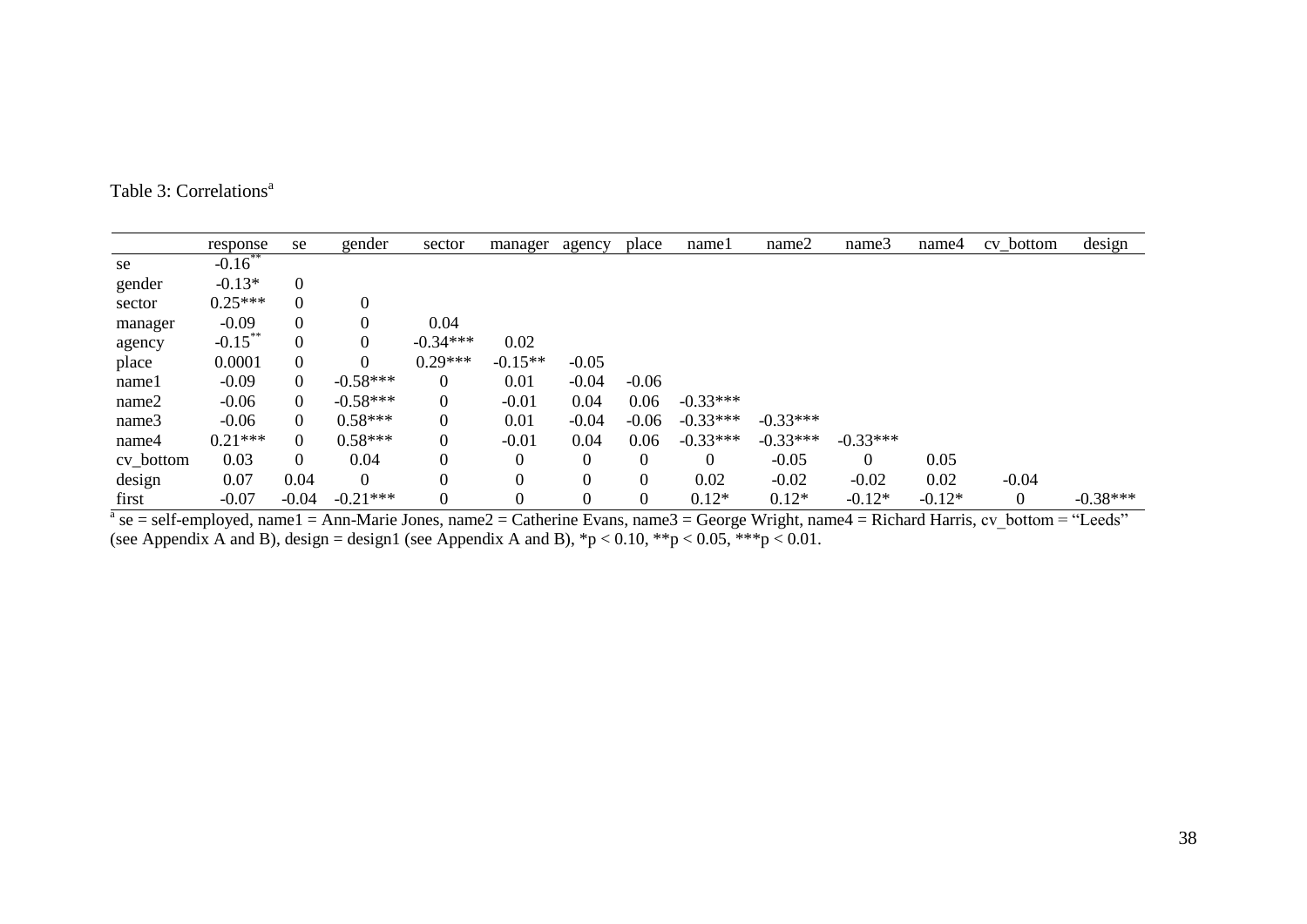Table 3: Correlations[a]

| | response | se | gender | sector | manager | agency | place | name1 | name2 | name3 | name4 | cv_bottom | design |
|---|---|---|---|---|---|---|---|---|---|---|---|---|---|
| se | -0.16** | | | | | | | | | | | | |
| gender | -0.13* | 0 | | | | | | | | | | | |
| sector | 0.25*** | 0 | 0 | | | | | | | | | | |
| manager | -0.09 | 0 | 0 | 0.04 | | | | | | | | | |
| agency | -0.15** | 0 | 0 | -0.34*** | 0.02 | | | | | | | | |
| place | 0.0001 | 0 | 0 | 0.29*** | -0.15** | -0.05 | | | | | | | |
| name1 | -0.09 | 0 | -0.58*** | 0 | 0.01 | -0.04 | -0.06 | | | | | | |
| name2 | -0.06 | 0 | -0.58*** | 0 | -0.01 | 0.04 | 0.06 | -0.33*** | | | | | |
| name3 | -0.06 | 0 | 0.58*** | 0 | 0.01 | -0.04 | -0.06 | -0.33*** | -0.33*** | | | | |
| name4 | 0.21*** | 0 | 0.58*** | 0 | -0.01 | 0.04 | 0.06 | -0.33*** | -0.33*** | -0.33*** | | | |
| cv_bottom | 0.03 | 0 | 0.04 | 0 | 0 | 0 | 0 | 0 | -0.05 | 0 | 0.05 | | |
| design | 0.07 | 0.04 | 0 | 0 | 0 | 0 | 0 | 0.02 | -0.02 | -0.02 | 0.02 | -0.04 | |
| first | -0.07 | -0.04 | -0.21*** | 0 | 0 | 0 | 0 | 0.12* | 0.12* | -0.12* | -0.12* | 0 | -0.38*** |

[a] se = self-employed, name1 = Ann-Marie Jones, name2 = Catherine Evans, name3 = George Wright, name4 = Richard Harris, cv_bottom = "Leeds" (see Appendix A and B), design = design1 (see Appendix A and B), *p < 0.10, **p < 0.05, ***p < 0.01.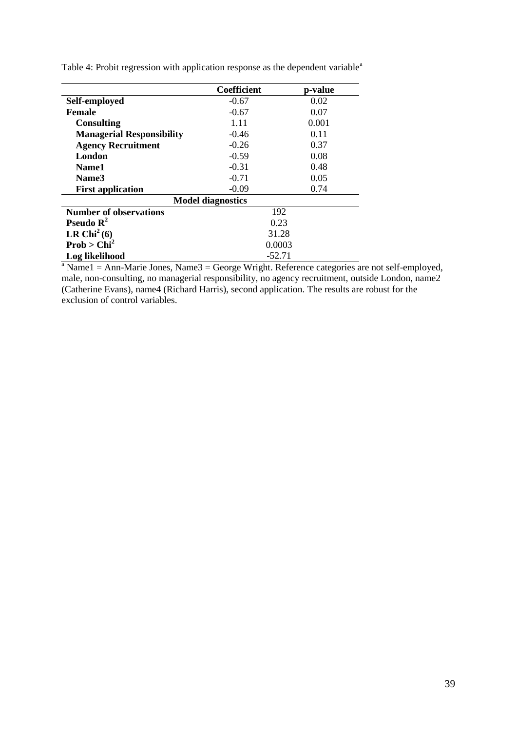Table 4: Probit regression with application response as the dependent variable[a]

| | Coefficient | p-value |
|---|---|---|
| **Self-employed** | -0.67 | 0.02 |
| **Female** | -0.67 | 0.07 |
| **Consulting** | 1.11 | 0.001 |
| **Managerial Responsibility** | -0.46 | 0.11 |
| **Agency Recruitment** | -0.26 | 0.37 |
| **London** | -0.59 | 0.08 |
| **Name1** | -0.31 | 0.48 |
| **Name3** | -0.71 | 0.05 |
| **First application** | -0.09 | 0.74 |
| **Model diagnostics** | | |
| **Number of observations** | 192 | |
| **Pseudo $R^2$** | 0.23 | |
| **LR $Chi^2$ (6)** | 31.28 | |
| **Prob > $Chi^2$** | 0.0003 | |
| **Log likelihood** | -52.71 | |

[a] Name1 = Ann-Marie Jones, Name3 = George Wright. Reference categories are not self-employed, male, non-consulting, no managerial responsibility, no agency recruitment, outside London, name2 (Catherine Evans), name4 (Richard Harris), second application. The results are robust for the exclusion of control variables.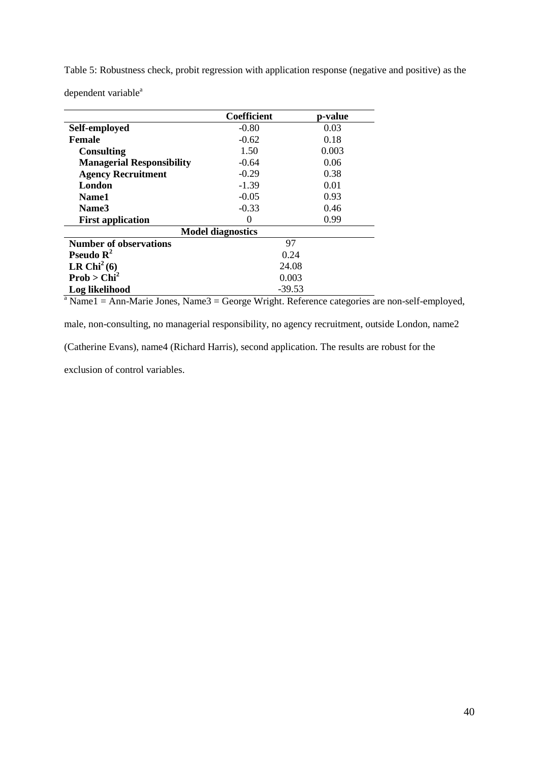Table 5: Robustness check, probit regression with application response (negative and positive) as the dependent variable[a]

| | Coefficient | p-value |
|---|---|---|
| **Self-employed** | -0.80 | 0.03 |
| **Female** | -0.62 | 0.18 |
| **Consulting** | 1.50 | 0.003 |
| **Managerial Responsibility** | -0.64 | 0.06 |
| **Agency Recruitment** | -0.29 | 0.38 |
| **London** | -1.39 | 0.01 |
| **Name1** | -0.05 | 0.93 |
| **Name3** | -0.33 | 0.46 |
| **First application** | 0 | 0.99 |
| **Model diagnostics** | | |
| **Number of observations** | 97 | |
| **Pseudo $R^2$** | 0.24 | |
| **LR $Chi^2$ (6)** | 24.08 | |
| **Prob > $Chi^2$** | 0.003 | |
| **Log likelihood** | -39.53 | |

[a] Name1 = Ann-Marie Jones, Name3 = George Wright. Reference categories are non-self-employed, male, non-consulting, no managerial responsibility, no agency recruitment, outside London, name2 (Catherine Evans), name4 (Richard Harris), second application. The results are robust for the exclusion of control variables.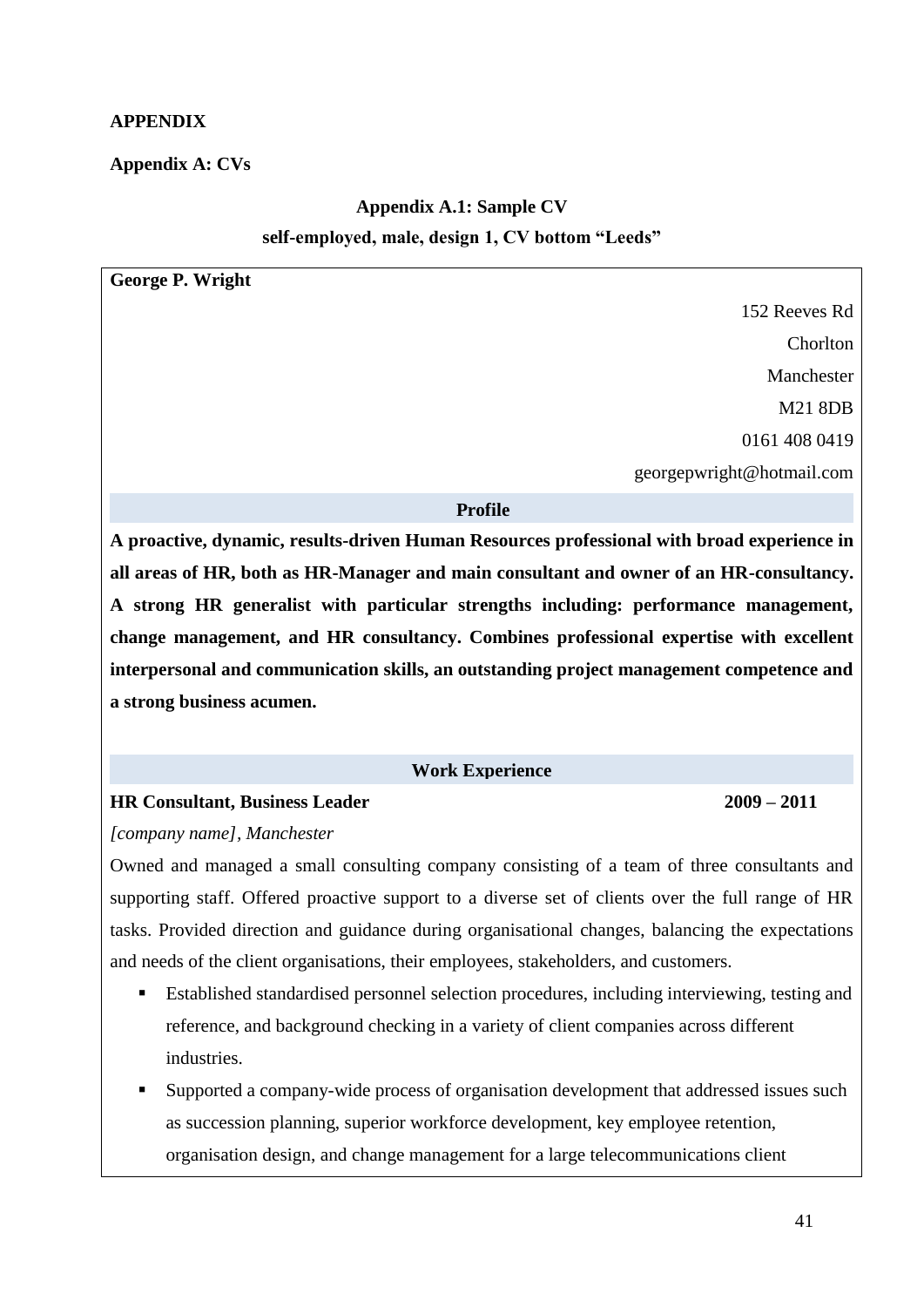**APPENDIX**

**Appendix A: CVs**

**Appendix A.1: Sample CV**

**self-employed, male, design 1, CV bottom "Leeds"**

**George P. Wright**

152 Reeves Rd

Chorlton

Manchester

M21 8DB

0161 408 0419

georgepwright@hotmail.com

**Profile**

**A proactive, dynamic, results-driven Human Resources professional with broad experience in all areas of HR, both as HR-Manager and main consultant and owner of an HR-consultancy. A strong HR generalist with particular strengths including: performance management, change management, and HR consultancy. Combines professional expertise with excellent interpersonal and communication skills, an outstanding project management competence and a strong business acumen.**

**Work Experience**

**HR Consultant, Business Leader** **2009 – 2011**

*[company name], Manchester*

Owned and managed a small consulting company consisting of a team of three consultants and supporting staff. Offered proactive support to a diverse set of clients over the full range of HR tasks. Provided direction and guidance during organisational changes, balancing the expectations and needs of the client organisations, their employees, stakeholders, and customers.

- Established standardised personnel selection procedures, including interviewing, testing and reference, and background checking in a variety of client companies across different industries.
- Supported a company-wide process of organisation development that addressed issues such as succession planning, superior workforce development, key employee retention, organisation design, and change management for a large telecommunications client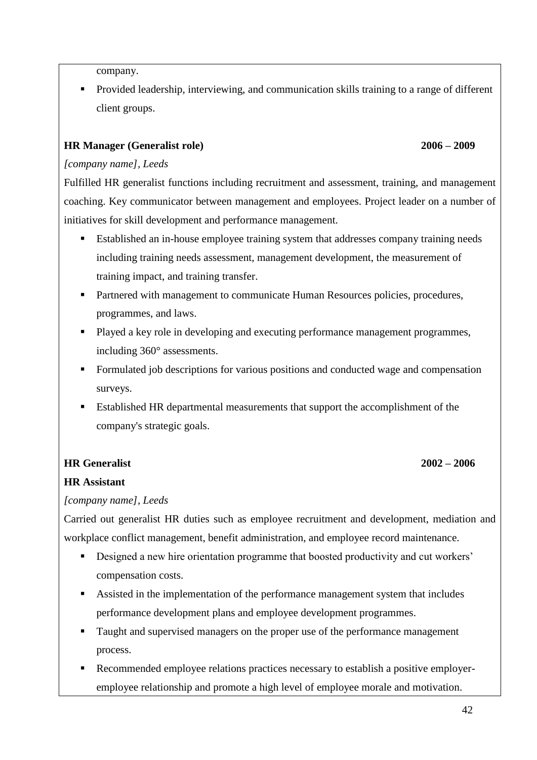company.

- Provided leadership, interviewing, and communication skills training to a range of different client groups.

**HR Manager (Generalist role)** **2006 – 2009**

*[company name], Leeds*

Fulfilled HR generalist functions including recruitment and assessment, training, and management coaching. Key communicator between management and employees. Project leader on a number of initiatives for skill development and performance management.

- Established an in-house employee training system that addresses company training needs including training needs assessment, management development, the measurement of training impact, and training transfer.
- Partnered with management to communicate Human Resources policies, procedures, programmes, and laws.
- Played a key role in developing and executing performance management programmes, including 360° assessments.
- Formulated job descriptions for various positions and conducted wage and compensation surveys.
- Established HR departmental measurements that support the accomplishment of the company's strategic goals.

**HR Generalist** **2002 – 2006**

**HR Assistant**

*[company name], Leeds*

Carried out generalist HR duties such as employee recruitment and development, mediation and workplace conflict management, benefit administration, and employee record maintenance.

- Designed a new hire orientation programme that boosted productivity and cut workers' compensation costs.
- Assisted in the implementation of the performance management system that includes performance development plans and employee development programmes.
- Taught and supervised managers on the proper use of the performance management process.
- Recommended employee relations practices necessary to establish a positive employer-employee relationship and promote a high level of employee morale and motivation.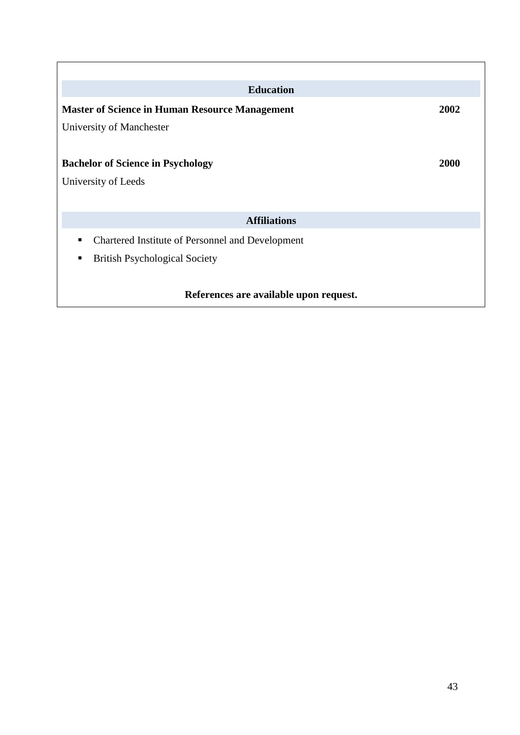## Education

**Master of Science in Human Resource Management** **2002**

University of Manchester

**Bachelor of Science in Psychology** **2000**

University of Leeds

## Affiliations

- Chartered Institute of Personnel and Development
- British Psychological Society

**References are available upon request.**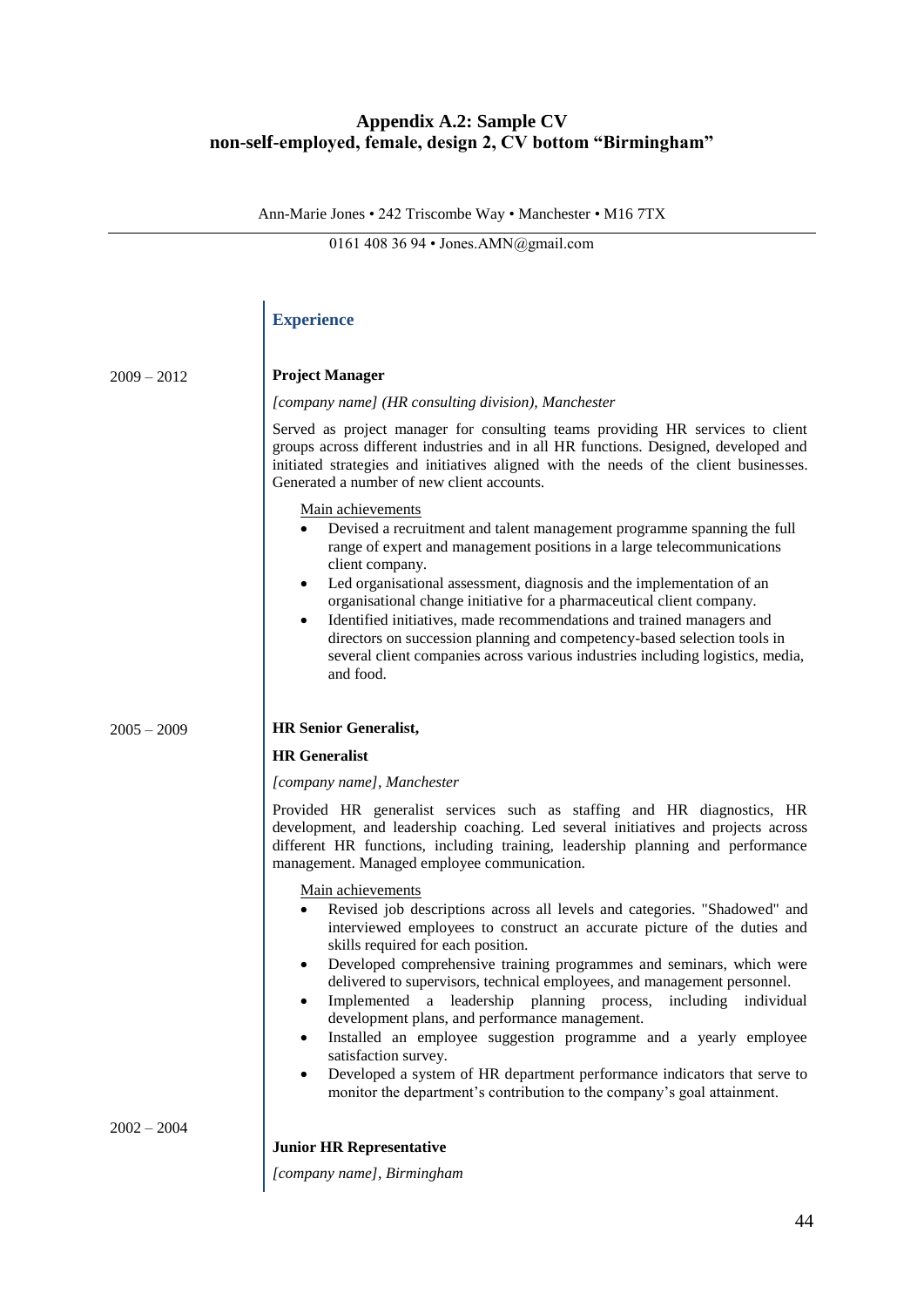## Appendix A.2: Sample CV
## non-self-employed, female, design 2, CV bottom "Birmingham"

Ann-Marie Jones • 242 Triscombe Way • Manchester • M16 7TX

0161 408 36 94 • Jones.AMN@gmail.com

---

### Experience

**2009 – 2012**

**Project Manager**

*[company name] (HR consulting division), Manchester*

Served as project manager for consulting teams providing HR services to client groups across different industries and in all HR functions. Designed, developed and initiated strategies and initiatives aligned with the needs of the client businesses. Generated a number of new client accounts.

Main achievements

- Devised a recruitment and talent management programme spanning the full range of expert and management positions in a large telecommunications client company.
- Led organisational assessment, diagnosis and the implementation of an organisational change initiative for a pharmaceutical client company.
- Identified initiatives, made recommendations and trained managers and directors on succession planning and competency-based selection tools in several client companies across various industries including logistics, media, and food.

**2005 – 2009**

**HR Senior Generalist,**

**HR Generalist**

*[company name], Manchester*

Provided HR generalist services such as staffing and HR diagnostics, HR development, and leadership coaching. Led several initiatives and projects across different HR functions, including training, leadership planning and performance management. Managed employee communication.

Main achievements

- Revised job descriptions across all levels and categories. "Shadowed" and interviewed employees to construct an accurate picture of the duties and skills required for each position.
- Developed comprehensive training programmes and seminars, which were delivered to supervisors, technical employees, and management personnel.
- Implemented a leadership planning process, including individual development plans, and performance management.
- Installed an employee suggestion programme and a yearly employee satisfaction survey.
- Developed a system of HR department performance indicators that serve to monitor the department's contribution to the company's goal attainment.

**2002 – 2004**

**Junior HR Representative**

*[company name], Birmingham*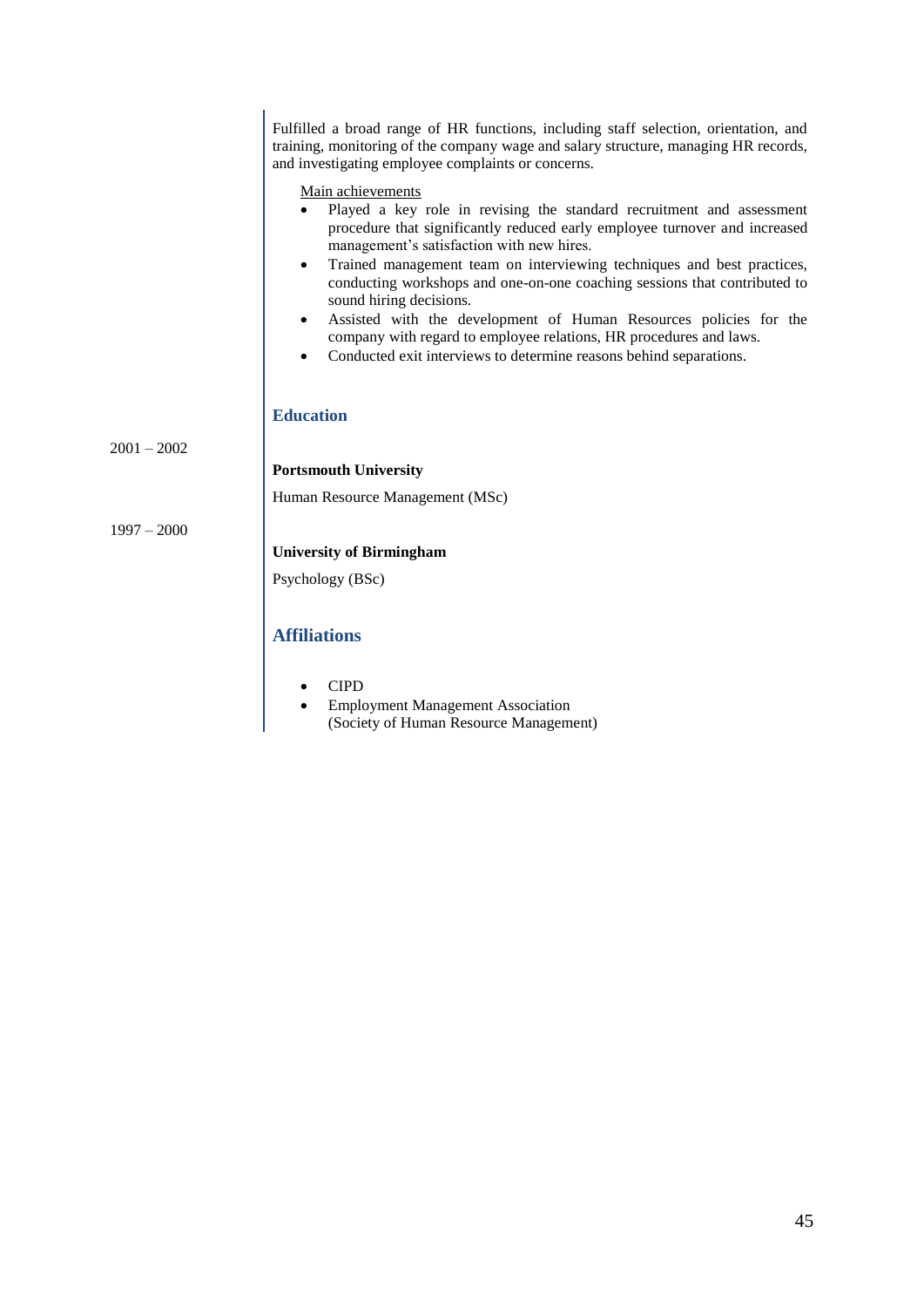Fulfilled a broad range of HR functions, including staff selection, orientation, and training, monitoring of the company wage and salary structure, managing HR records, and investigating employee complaints or concerns.

Main achievements

- Played a key role in revising the standard recruitment and assessment procedure that significantly reduced early employee turnover and increased management's satisfaction with new hires.
- Trained management team on interviewing techniques and best practices, conducting workshops and one-on-one coaching sessions that contributed to sound hiring decisions.
- Assisted with the development of Human Resources policies for the company with regard to employee relations, HR procedures and laws.
- Conducted exit interviews to determine reasons behind separations.

## Education

2001 – 2002

**Portsmouth University**

Human Resource Management (MSc)

1997 – 2000

**University of Birmingham**

Psychology (BSc)

## Affiliations

- CIPD
- Employment Management Association (Society of Human Resource Management)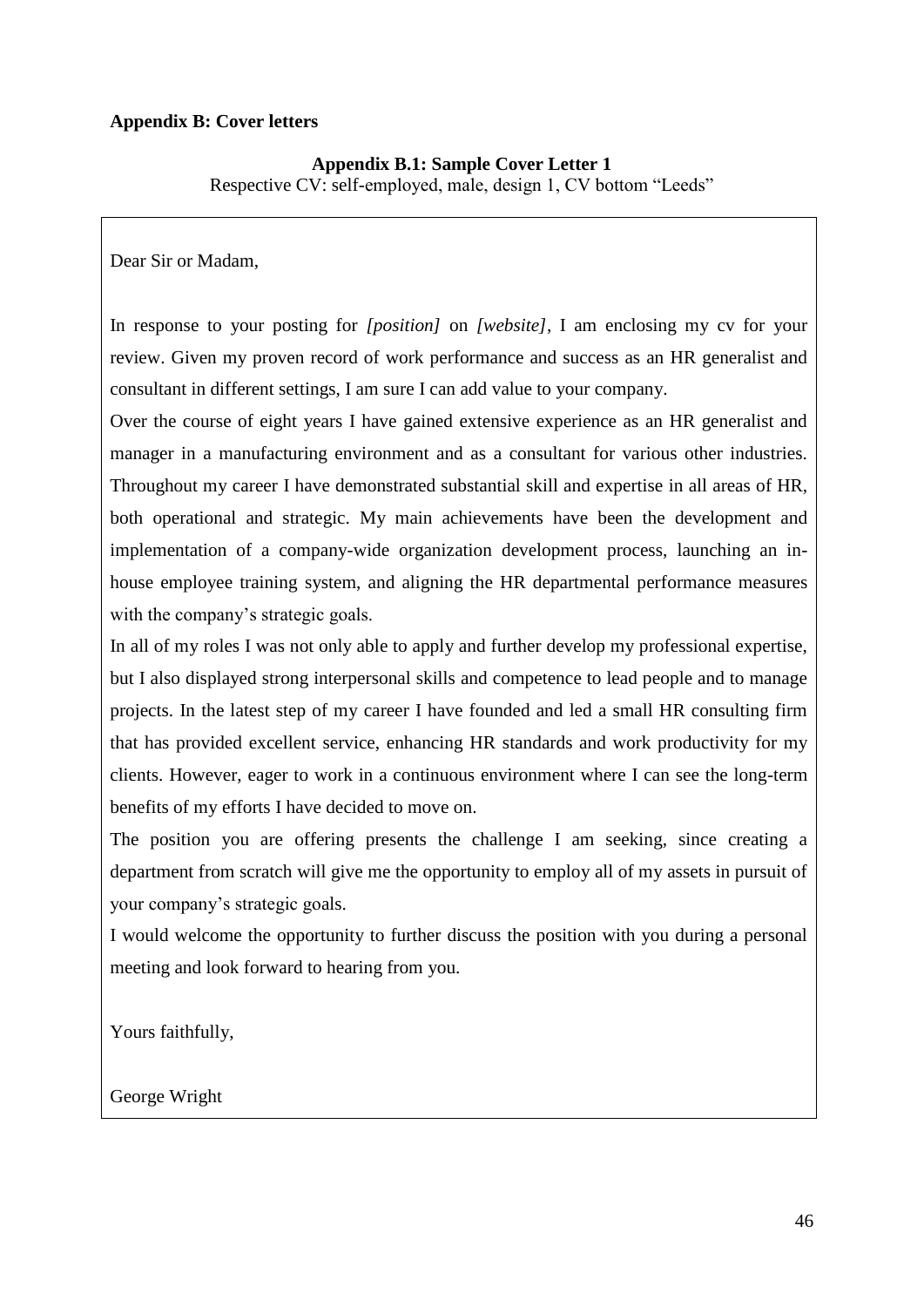**Appendix B: Cover letters**

**Appendix B.1: Sample Cover Letter 1**

Respective CV: self-employed, male, design 1, CV bottom "Leeds"

Dear Sir or Madam,

In response to your posting for *[position]* on *[website]*, I am enclosing my cv for your review. Given my proven record of work performance and success as an HR generalist and consultant in different settings, I am sure I can add value to your company.

Over the course of eight years I have gained extensive experience as an HR generalist and manager in a manufacturing environment and as a consultant for various other industries. Throughout my career I have demonstrated substantial skill and expertise in all areas of HR, both operational and strategic. My main achievements have been the development and implementation of a company-wide organization development process, launching an in-house employee training system, and aligning the HR departmental performance measures with the company's strategic goals.

In all of my roles I was not only able to apply and further develop my professional expertise, but I also displayed strong interpersonal skills and competence to lead people and to manage projects. In the latest step of my career I have founded and led a small HR consulting firm that has provided excellent service, enhancing HR standards and work productivity for my clients. However, eager to work in a continuous environment where I can see the long-term benefits of my efforts I have decided to move on.

The position you are offering presents the challenge I am seeking, since creating a department from scratch will give me the opportunity to employ all of my assets in pursuit of your company's strategic goals.

I would welcome the opportunity to further discuss the position with you during a personal meeting and look forward to hearing from you.

Yours faithfully,

George Wright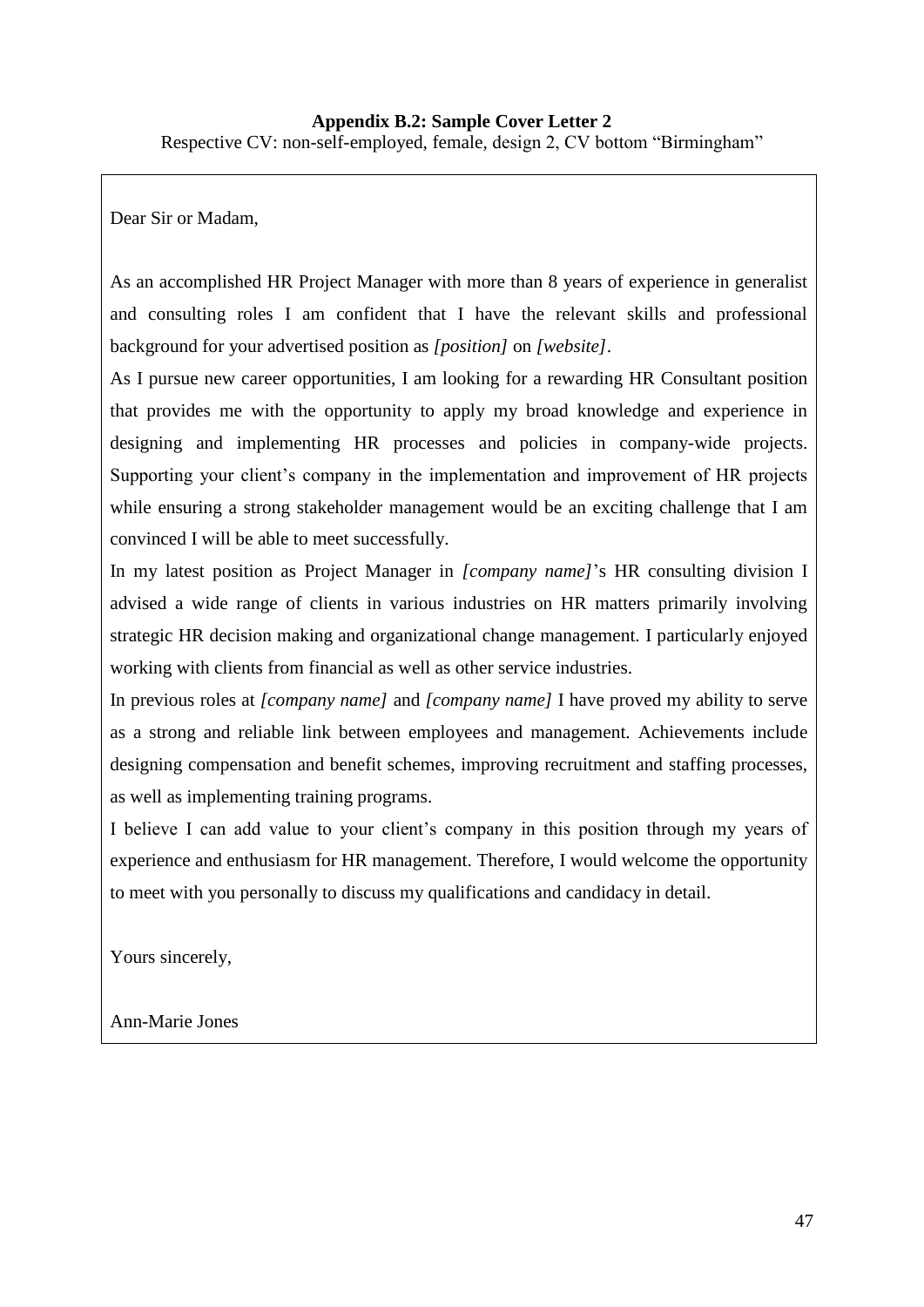**Appendix B.2: Sample Cover Letter 2**

Respective CV: non-self-employed, female, design 2, CV bottom "Birmingham"

Dear Sir or Madam,

As an accomplished HR Project Manager with more than 8 years of experience in generalist and consulting roles I am confident that I have the relevant skills and professional background for your advertised position as *[position]* on *[website]*.

As I pursue new career opportunities, I am looking for a rewarding HR Consultant position that provides me with the opportunity to apply my broad knowledge and experience in designing and implementing HR processes and policies in company-wide projects. Supporting your client's company in the implementation and improvement of HR projects while ensuring a strong stakeholder management would be an exciting challenge that I am convinced I will be able to meet successfully.

In my latest position as Project Manager in *[company name]*'s HR consulting division I advised a wide range of clients in various industries on HR matters primarily involving strategic HR decision making and organizational change management. I particularly enjoyed working with clients from financial as well as other service industries.

In previous roles at *[company name]* and *[company name]* I have proved my ability to serve as a strong and reliable link between employees and management. Achievements include designing compensation and benefit schemes, improving recruitment and staffing processes, as well as implementing training programs.

I believe I can add value to your client's company in this position through my years of experience and enthusiasm for HR management. Therefore, I would welcome the opportunity to meet with you personally to discuss my qualifications and candidacy in detail.

Yours sincerely,

Ann-Marie Jones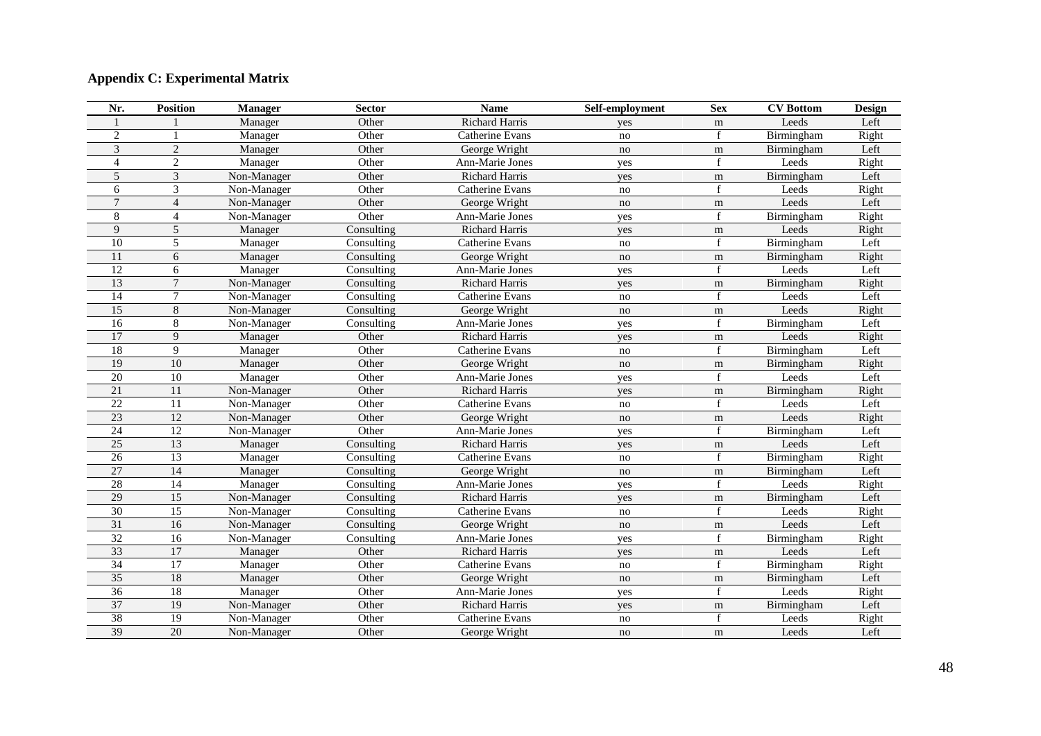**Appendix C: Experimental Matrix**

| Nr. | Position | Manager | Sector | Name | Self-employment | Sex | CV Bottom | Design |
|---|---|---|---|---|---|---|---|---|
| 1 | 1 | Manager | Other | Richard Harris | yes | m | Leeds | Left |
| 2 | 1 | Manager | Other | Catherine Evans | no | f | Birmingham | Right |
| 3 | 2 | Manager | Other | George Wright | no | m | Birmingham | Left |
| 4 | 2 | Manager | Other | Ann-Marie Jones | yes | f | Leeds | Right |
| 5 | 3 | Non-Manager | Other | Richard Harris | yes | m | Birmingham | Left |
| 6 | 3 | Non-Manager | Other | Catherine Evans | no | f | Leeds | Right |
| 7 | 4 | Non-Manager | Other | George Wright | no | m | Leeds | Left |
| 8 | 4 | Non-Manager | Other | Ann-Marie Jones | yes | f | Birmingham | Right |
| 9 | 5 | Manager | Consulting | Richard Harris | yes | m | Leeds | Right |
| 10 | 5 | Manager | Consulting | Catherine Evans | no | f | Birmingham | Left |
| 11 | 6 | Manager | Consulting | George Wright | no | m | Birmingham | Right |
| 12 | 6 | Manager | Consulting | Ann-Marie Jones | yes | f | Leeds | Left |
| 13 | 7 | Non-Manager | Consulting | Richard Harris | yes | m | Birmingham | Right |
| 14 | 7 | Non-Manager | Consulting | Catherine Evans | no | f | Leeds | Left |
| 15 | 8 | Non-Manager | Consulting | George Wright | no | m | Leeds | Right |
| 16 | 8 | Non-Manager | Consulting | Ann-Marie Jones | yes | f | Birmingham | Left |
| 17 | 9 | Manager | Other | Richard Harris | yes | m | Leeds | Right |
| 18 | 9 | Manager | Other | Catherine Evans | no | f | Birmingham | Left |
| 19 | 10 | Manager | Other | George Wright | no | m | Birmingham | Right |
| 20 | 10 | Manager | Other | Ann-Marie Jones | yes | f | Leeds | Left |
| 21 | 11 | Non-Manager | Other | Richard Harris | yes | m | Birmingham | Right |
| 22 | 11 | Non-Manager | Other | Catherine Evans | no | f | Leeds | Left |
| 23 | 12 | Non-Manager | Other | George Wright | no | m | Leeds | Right |
| 24 | 12 | Non-Manager | Other | Ann-Marie Jones | yes | f | Birmingham | Left |
| 25 | 13 | Manager | Consulting | Richard Harris | yes | m | Leeds | Left |
| 26 | 13 | Manager | Consulting | Catherine Evans | no | f | Birmingham | Right |
| 27 | 14 | Manager | Consulting | George Wright | no | m | Birmingham | Left |
| 28 | 14 | Manager | Consulting | Ann-Marie Jones | yes | f | Leeds | Right |
| 29 | 15 | Non-Manager | Consulting | Richard Harris | yes | m | Birmingham | Left |
| 30 | 15 | Non-Manager | Consulting | Catherine Evans | no | f | Leeds | Right |
| 31 | 16 | Non-Manager | Consulting | George Wright | no | m | Leeds | Left |
| 32 | 16 | Non-Manager | Consulting | Ann-Marie Jones | yes | f | Birmingham | Right |
| 33 | 17 | Manager | Other | Richard Harris | yes | m | Leeds | Left |
| 34 | 17 | Manager | Other | Catherine Evans | no | f | Birmingham | Right |
| 35 | 18 | Manager | Other | George Wright | no | m | Birmingham | Left |
| 36 | 18 | Manager | Other | Ann-Marie Jones | yes | f | Leeds | Right |
| 37 | 19 | Non-Manager | Other | Richard Harris | yes | m | Birmingham | Left |
| 38 | 19 | Non-Manager | Other | Catherine Evans | no | f | Leeds | Right |
| 39 | 20 | Non-Manager | Other | George Wright | no | m | Leeds | Left |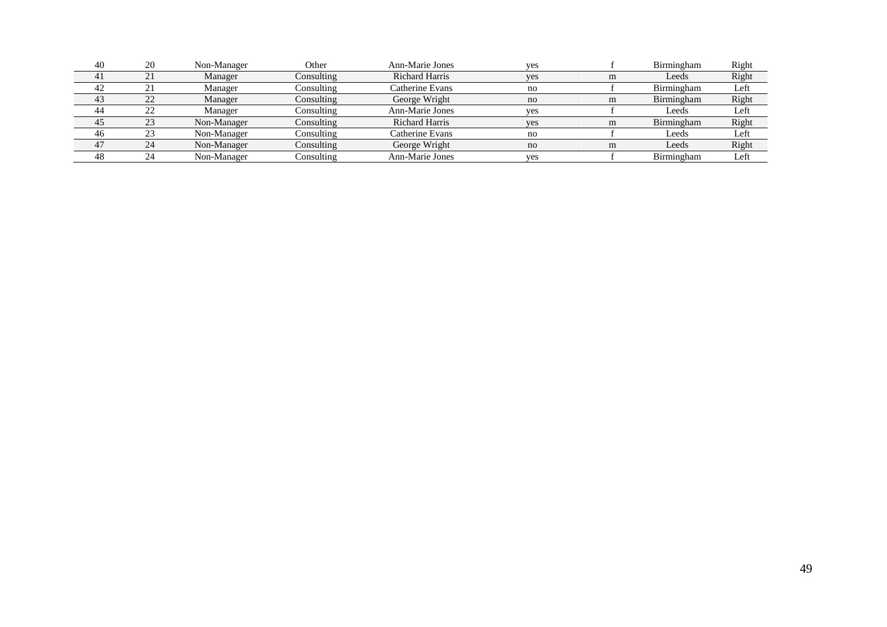| | | | | | | | | |
|---|---|---|---|---|---|---|---|---|
| 40 | 20 | Non-Manager | Other | Ann-Marie Jones | yes | f | Birmingham | Right |
| 41 | 21 | Manager | Consulting | Richard Harris | yes | m | Leeds | Right |
| 42 | 21 | Manager | Consulting | Catherine Evans | no | f | Birmingham | Left |
| 43 | 22 | Manager | Consulting | George Wright | no | m | Birmingham | Right |
| 44 | 22 | Manager | Consulting | Ann-Marie Jones | yes | f | Leeds | Left |
| 45 | 23 | Non-Manager | Consulting | Richard Harris | yes | m | Birmingham | Right |
| 46 | 23 | Non-Manager | Consulting | Catherine Evans | no | f | Leeds | Left |
| 47 | 24 | Non-Manager | Consulting | George Wright | no | m | Leeds | Right |
| 48 | 24 | Non-Manager | Consulting | Ann-Marie Jones | yes | f | Birmingham | Left |